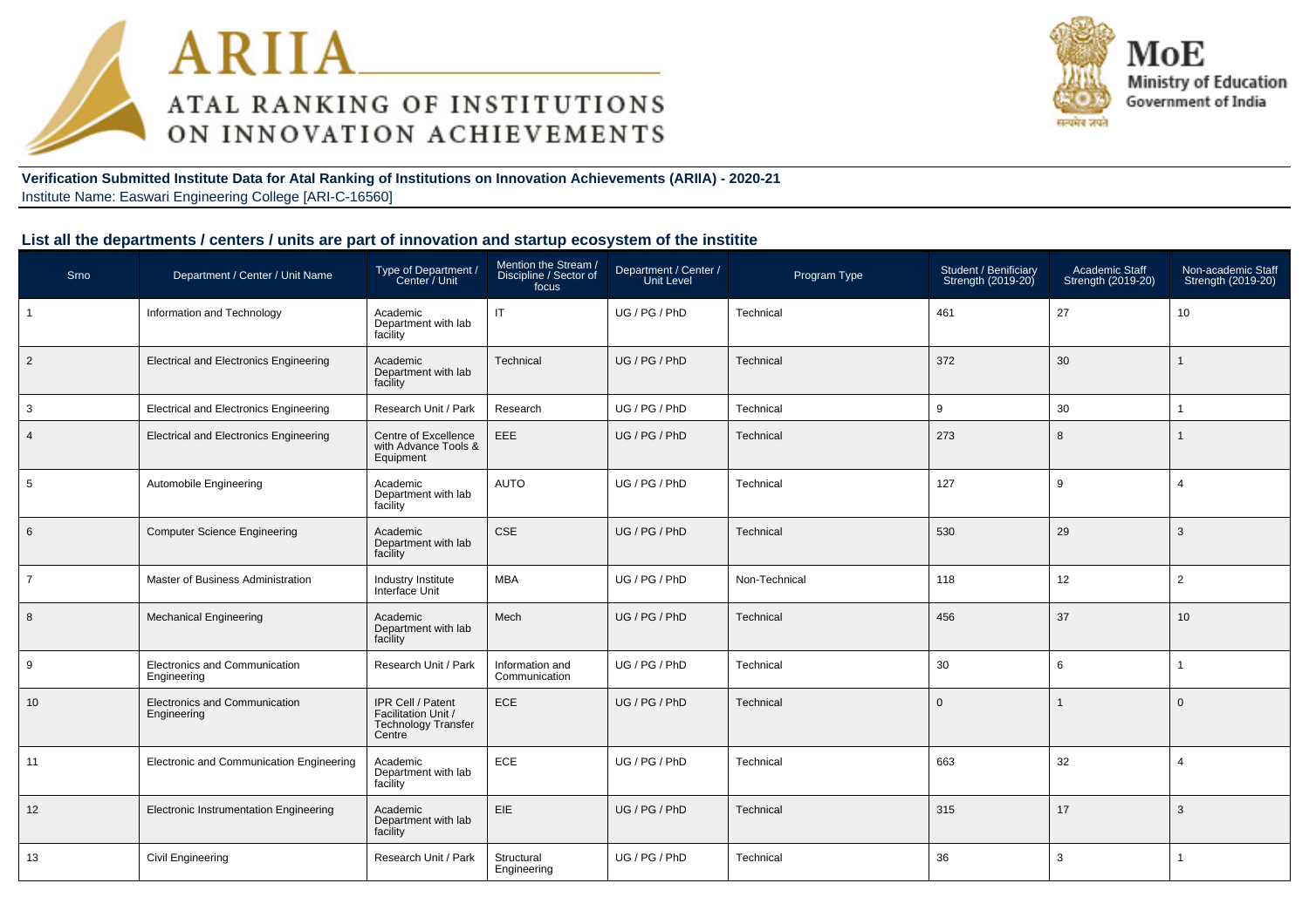# ARIIA

## ATAL RANKING OF INSTITUTIONS ON INNOVATION ACHIEVEMENTS

MoE
Ministry of Education
Government of India

**Verification Submitted Institute Data for Atal Ranking of Institutions on Innovation Achievements (ARIIA) - 2020-21**
Institute Name: Easwari Engineering College [ARI-C-16560]

### List all the departments / centers / units are part of innovation and startup ecosystem of the institite

| Srno | Department / Center / Unit Name | Type of Department / Center / Unit | Mention the Stream / Discipline / Sector of focus | Department / Center / Unit Level | Program Type | Student / Benificiary Strength (2019-20) | Academic Staff Strength (2019-20) | Non-academic Staff Strength (2019-20) |
|---|---|---|---|---|---|---|---|---|
| 1 | Information and Technology | Academic Department with lab facility | IT | UG / PG / PhD | Technical | 461 | 27 | 10 |
| 2 | Electrical and Electronics Engineering | Academic Department with lab facility | Technical | UG / PG / PhD | Technical | 372 | 30 | 1 |
| 3 | Electrical and Electronics Engineering | Research Unit / Park | Research | UG / PG / PhD | Technical | 9 | 30 | 1 |
| 4 | Electrical and Electronics Engineering | Centre of Excellence with Advance Tools & Equipment | EEE | UG / PG / PhD | Technical | 273 | 8 | 1 |
| 5 | Automobile Engineering | Academic Department with lab facility | AUTO | UG / PG / PhD | Technical | 127 | 9 | 4 |
| 6 | Computer Science Engineering | Academic Department with lab facility | CSE | UG / PG / PhD | Technical | 530 | 29 | 3 |
| 7 | Master of Business Administration | Industry Institute Interface Unit | MBA | UG / PG / PhD | Non-Technical | 118 | 12 | 2 |
| 8 | Mechanical Engineering | Academic Department with lab facility | Mech | UG / PG / PhD | Technical | 456 | 37 | 10 |
| 9 | Electronics and Communication Engineering | Research Unit / Park | Information and Communication | UG / PG / PhD | Technical | 30 | 6 | 1 |
| 10 | Electronics and Communication Engineering | IPR Cell / Patent Facilitation Unit / Technology Transfer Centre | ECE | UG / PG / PhD | Technical | 0 | 1 | 0 |
| 11 | Electronic and Communication Engineering | Academic Department with lab facility | ECE | UG / PG / PhD | Technical | 663 | 32 | 4 |
| 12 | Electronic Instrumentation Engineering | Academic Department with lab facility | EIE | UG / PG / PhD | Technical | 315 | 17 | 3 |
| 13 | Civil Engineering | Research Unit / Park | Structural Engineering | UG / PG / PhD | Technical | 36 | 3 | 1 |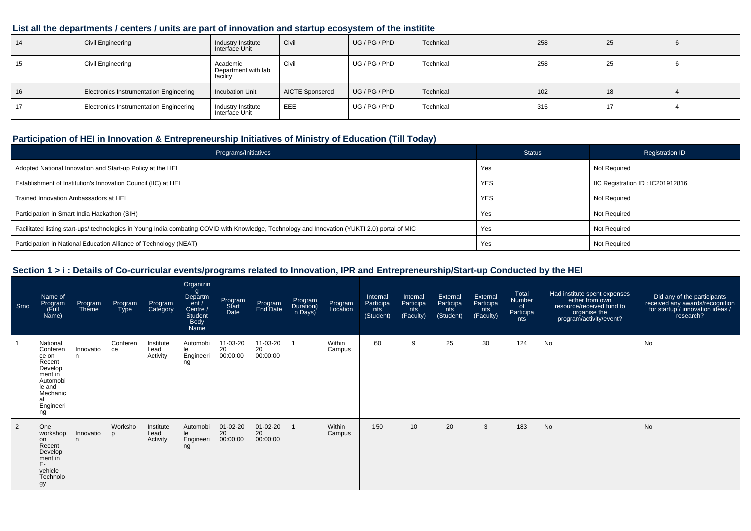## List all the departments / centers / units are part of innovation and startup ecosystem of the institite

| | | | | | | | | |
|---|---|---|---|---|---|---|---|---|
| 14 | Civil Engineering | Industry Institute Interface Unit | Civil | UG / PG / PhD | Technical | 258 | 25 | 6 |
| 15 | Civil Engineering | Academic Department with lab facility | Civil | UG / PG / PhD | Technical | 258 | 25 | 6 |
| 16 | Electronics Instrumentation Engineering | Incubation Unit | AICTE Sponsered | UG / PG / PhD | Technical | 102 | 18 | 4 |
| 17 | Electronics Instrumentation Engineering | Industry Institute Interface Unit | EEE | UG / PG / PhD | Technical | 315 | 17 | 4 |

## Participation of HEI in Innovation & Entrepreneurship Initiatives of Ministry of Education (Till Today)

| Programs/Initiatives | Status | Registration ID |
|---|---|---|
| Adopted National Innovation and Start-up Policy at the HEI | Yes | Not Required |
| Establishment of Institution's Innovation Council (IIC) at HEI | YES | IIC Registration ID : IC201912816 |
| Trained Innovation Ambassadors at HEI | YES | Not Required |
| Participation in Smart India Hackathon (SIH) | Yes | Not Required |
| Facilitated listing start-ups/ technologies in Young India combating COVID with Knowledge, Technology and Innovation (YUKTI 2.0) portal of MIC | Yes | Not Required |
| Participation in National Education Alliance of Technology (NEAT) | Yes | Not Required |

## Section 1 > i : Details of Co-curricular events/programs related to Innovation, IPR and Entrepreneurship/Start-up Conducted by the HEI

| Srno | Name of Program (Full Name) | Program Theme | Program Type | Program Category | Organizing Department / Centre / Student Body Name | Program Start Date | Program End Date | Program Duration(in Days) | Program Location | Internal Participants (Student) | Internal Participants (Faculty) | External Participants (Student) | External Participants (Faculty) | Total Number of Participants | Had institute spent expenses either from own resource/received fund to organise the program/activity/event? | Did any of the participants received any awards/recognition for startup / innovation ideas / research? |
|---|---|---|---|---|---|---|---|---|---|---|---|---|---|---|---|---|
| 1 | National Conference on Recent Development in Automobile and Mechanical Engineering | Innovation | Conference | Institute Lead Activity | Automobile Engineering | 11-03-2020 00:00:00 | 11-03-2020 00:00:00 | 1 | Within Campus | 60 | 9 | 25 | 30 | 124 | No | No |
| 2 | One workshop on Recent Development in E-vehicle Technology | Innovation | Workshop | Institute Lead Activity | Automobile Engineering | 01-02-2020 00:00:00 | 01-02-2020 00:00:00 | 1 | Within Campus | 150 | 10 | 20 | 3 | 183 | No | No |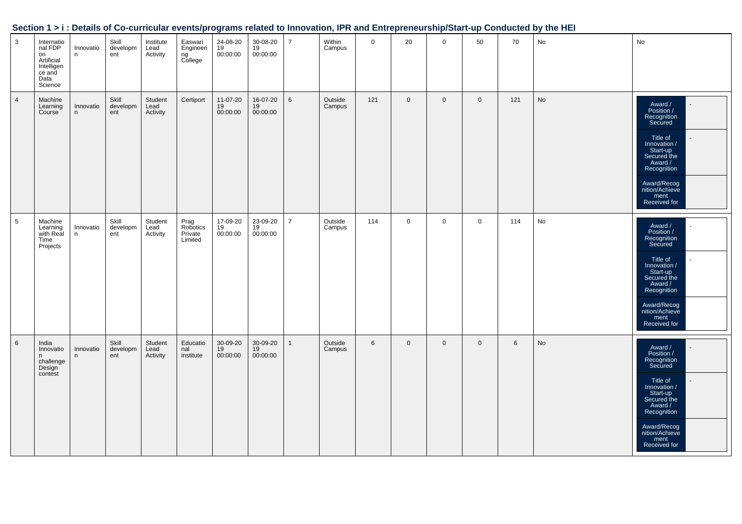## Section 1 > i : Details of Co-curricular events/programs related to Innovation, IPR and Entrepreneurship/Start-up Conducted by the HEI

| | | | | | | | | | | | | | | | | |
|---|---|---|---|---|---|---|---|---|---|---|---|---|---|---|---|---|
| 3 | International FDP on Artificial Intelligence and Data Science | Innovation | Skill development | Institute Lead Activity | Easwari Engineering College | 24-08-2019 00:00:00 | 30-08-2019 00:00:00 | 7 | Within Campus | 0 | 20 | 0 | 50 | 70 | No | No |
| 4 | Machine Learning Course | Innovation | Skill development | Student Lead Activity | Certiport | 11-07-2019 00:00:00 | 16-07-2019 00:00:00 | 6 | Outside Campus | 121 | 0 | 0 | 0 | 121 | No | Award / Position / Recognition Secured: - <br> Title of Innovation / Start-up Secured the Award / Recognition: - <br> Award/Recognition/Achievement Received for: |
| 5 | Machine Learning with Real Time Projects | Innovation | Skill development | Student Lead Activity | Prag Robotics Private Limited | 17-09-2019 00:00:00 | 23-09-2019 00:00:00 | 7 | Outside Campus | 114 | 0 | 0 | 0 | 114 | No | Award / Position / Recognition Secured: - <br> Title of Innovation / Start-up Secured the Award / Recognition: - <br> Award/Recognition/Achievement Received for: |
| 6 | India Innovation challenge Design contest | Innovation | Skill development | Student Lead Activity | Educational institute | 30-09-2019 00:00:00 | 30-09-2019 00:00:00 | 1 | Outside Campus | 6 | 0 | 0 | 0 | 6 | No | Award / Position / Recognition Secured: - <br> Title of Innovation / Start-up Secured the Award / Recognition: - <br> Award/Recognition/Achievement Received for: |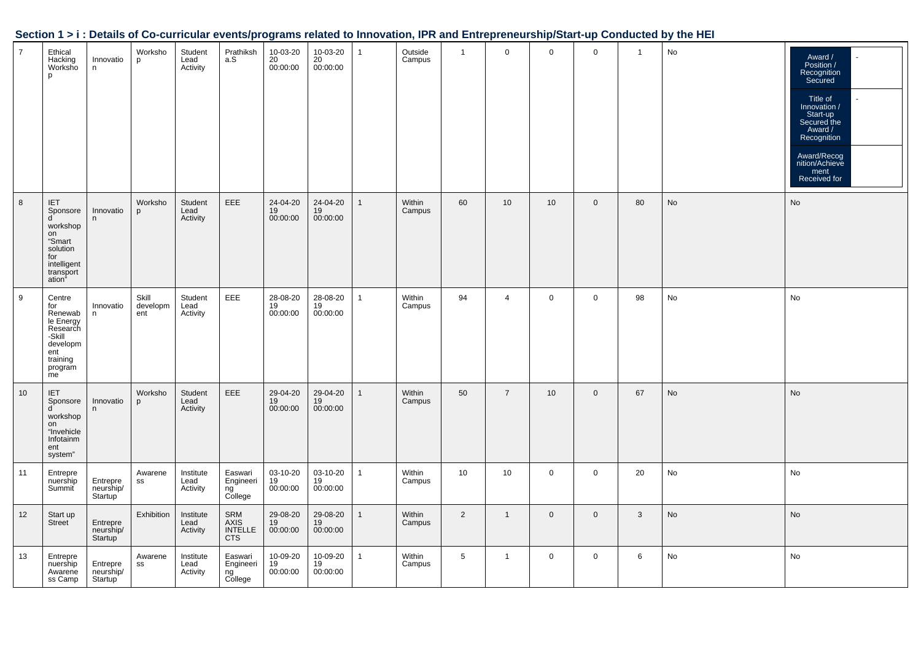## Section 1 > i : Details of Co-curricular events/programs related to Innovation, IPR and Entrepreneurship/Start-up Conducted by the HEI

| | | | | | | | | | | | | | | | | |
|---|---|---|---|---|---|---|---|---|---|---|---|---|---|---|---|---|
| 7 | Ethical Hacking Workshop | Innovation | Workshop | Student Lead Activity | Prathiksha.S | 10-03-2020 00:00:00 | 10-03-2020 00:00:00 | 1 | Outside Campus | 1 | 0 | 0 | 0 | 1 | No | Award / Position / Recognition Secured: - ; Title of Innovation / Start-up Secured the Award / Recognition: - ; Award/Recognition/Achievement Received for: |
| 8 | IET Sponsored workshop on "Smart solution for intelligent transportation" | Innovation | Workshop | Student Lead Activity | EEE | 24-04-2019 00:00:00 | 24-04-2019 00:00:00 | 1 | Within Campus | 60 | 10 | 10 | 0 | 80 | No | No |
| 9 | Centre for Renewable Energy Research -Skill development training programme | Innovation | Skill development | Student Lead Activity | EEE | 28-08-2019 00:00:00 | 28-08-2019 00:00:00 | 1 | Within Campus | 94 | 4 | 0 | 0 | 98 | No | No |
| 10 | IET Sponsored workshop on "Invehicle Infotainment system" | Innovation | Workshop | Student Lead Activity | EEE | 29-04-2019 00:00:00 | 29-04-2019 00:00:00 | 1 | Within Campus | 50 | 7 | 10 | 0 | 67 | No | No |
| 11 | Entrepreneurship Summit | Entrepreneurship/Startup | Awareness | Institute Lead Activity | Easwari Engineering College | 03-10-2019 00:00:00 | 03-10-2019 00:00:00 | 1 | Within Campus | 10 | 10 | 0 | 0 | 20 | No | No |
| 12 | Start up Street | Entrepreneurship/Startup | Exhibition | Institute Lead Activity | SRM AXIS INTELLECTS | 29-08-2019 00:00:00 | 29-08-2019 00:00:00 | 1 | Within Campus | 2 | 1 | 0 | 0 | 3 | No | No |
| 13 | Entrepreneurship Awareness Camp | Entrepreneurship/Startup | Awareness | Institute Lead Activity | Easwari Engineering College | 10-09-2019 00:00:00 | 10-09-2019 00:00:00 | 1 | Within Campus | 5 | 1 | 0 | 0 | 6 | No | No |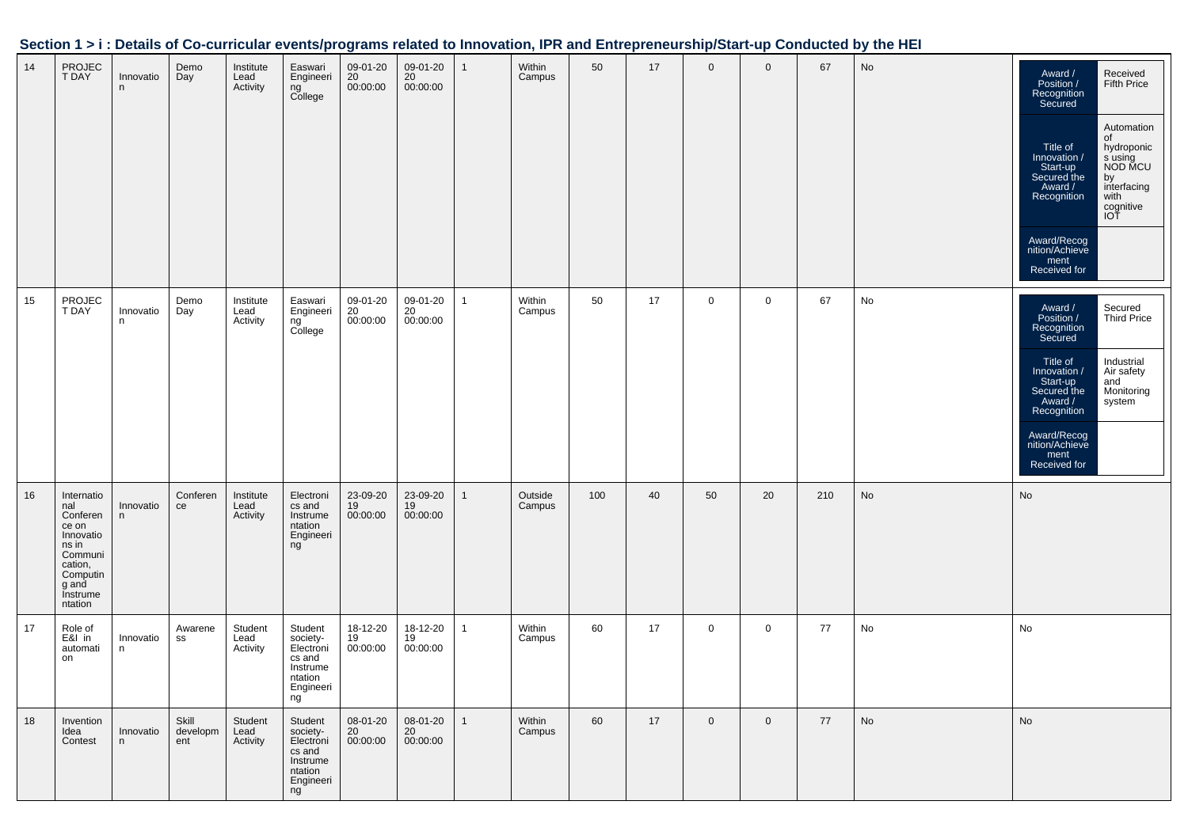## Section 1 > i : Details of Co-curricular events/programs related to Innovation, IPR and Entrepreneurship/Start-up Conducted by the HEI

| | | | | | | | | | | | | | | | | |
|---|---|---|---|---|---|---|---|---|---|---|---|---|---|---|---|---|
| 14 | PROJECT DAY | Innovation | Demo Day | Institute Lead Activity | Easwari Engineering College | 09-01-2020 00:00:00 | 09-01-2020 00:00:00 | 1 | Within Campus | 50 | 17 | 0 | 0 | 67 | No | Award / Position / Recognition Secured: Received Fifth Price; Title of Innovation / Start-up Secured the Award / Recognition: Automation of hydroponics using NOD MCU by interfacing with cognitive IOT; Award/Recognition/Achievement Received for: |
| 15 | PROJECT DAY | Innovation | Demo Day | Institute Lead Activity | Easwari Engineering College | 09-01-2020 00:00:00 | 09-01-2020 00:00:00 | 1 | Within Campus | 50 | 17 | 0 | 0 | 67 | No | Award / Position / Recognition Secured: Secured Third Price; Title of Innovation / Start-up Secured the Award / Recognition: Industrial Air safety and Monitoring system; Award/Recognition/Achievement Received for: |
| 16 | International Conference on Innovations in Communication, Computing and Instrumentation | Innovation | Conference | Institute Lead Activity | Electronics and Instrumentation Engineering | 23-09-2019 00:00:00 | 23-09-2019 00:00:00 | 1 | Outside Campus | 100 | 40 | 50 | 20 | 210 | No | No |
| 17 | Role of E&I in automation | Innovation | Awareness | Student Lead Activity | Student society-Electronics and Instrumentation Engineering | 18-12-2019 00:00:00 | 18-12-2019 00:00:00 | 1 | Within Campus | 60 | 17 | 0 | 0 | 77 | No | No |
| 18 | Invention Idea Contest | Innovation | Skill development | Student Lead Activity | Student society-Electronics and Instrumentation Engineering | 08-01-2020 00:00:00 | 08-01-2020 00:00:00 | 1 | Within Campus | 60 | 17 | 0 | 0 | 77 | No | No |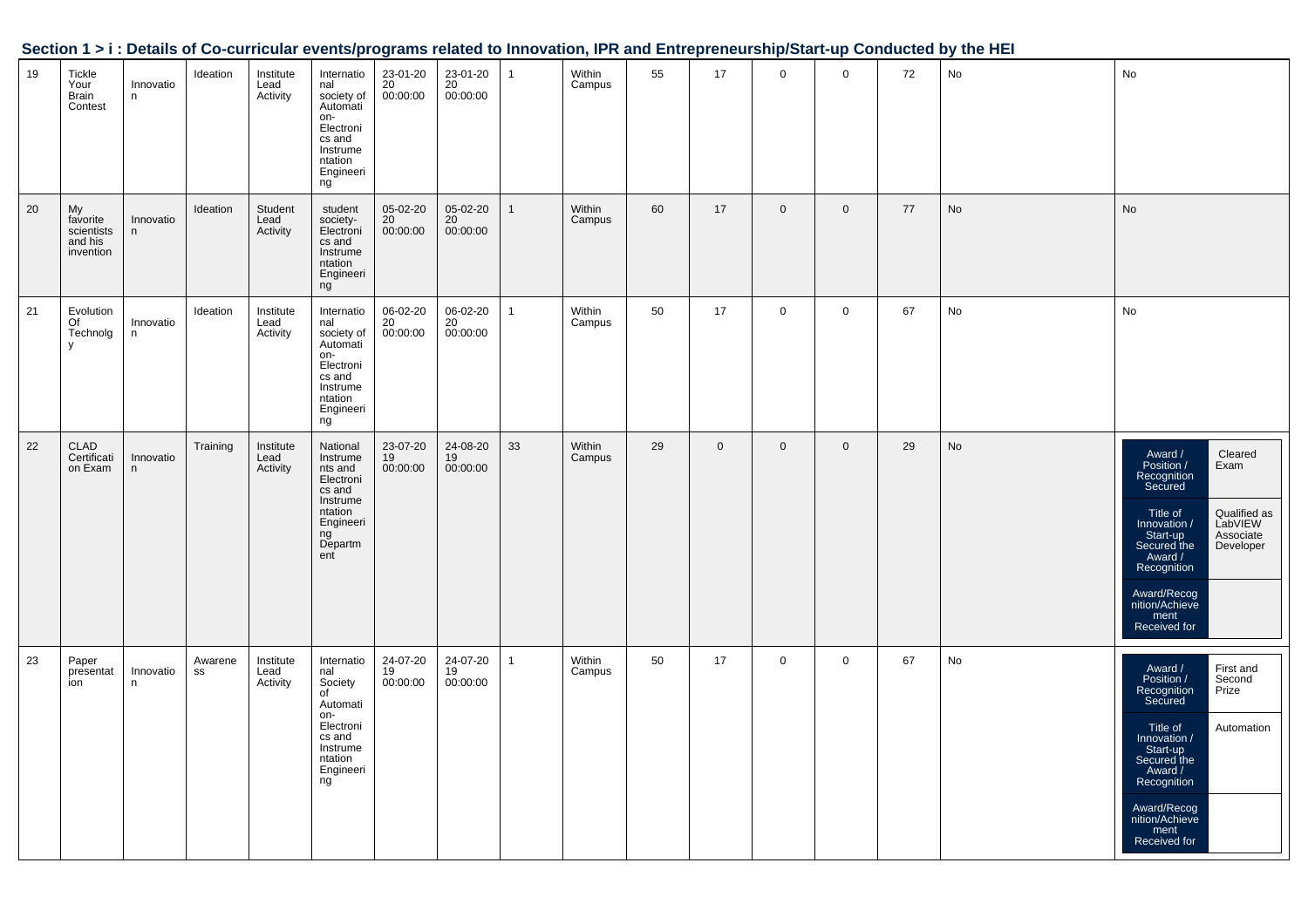## Section 1 > i : Details of Co-curricular events/programs related to Innovation, IPR and Entrepreneurship/Start-up Conducted by the HEI

| | | | | | | | | | | | | | | | | |
|---|---|---|---|---|---|---|---|---|---|---|---|---|---|---|---|---|
| 19 | Tickle Your Brain Contest | Innovation | Ideation | Institute Lead Activity | International society of Automation-Electronics and Instrumentation Engineering | 23-01-2020 00:00:00 | 23-01-2020 00:00:00 | 1 | Within Campus | 55 | 17 | 0 | 0 | 72 | No | No |
| 20 | My favorite scientists and his invention | Innovation | Ideation | Student Lead Activity | student society-Electronics and Instrumentation Engineering | 05-02-2020 00:00:00 | 05-02-2020 00:00:00 | 1 | Within Campus | 60 | 17 | 0 | 0 | 77 | No | No |
| 21 | Evolution Of Technolgy | Innovation | Ideation | Institute Lead Activity | International society of Automation-Electronics and Instrumentation Engineering | 06-02-2020 00:00:00 | 06-02-2020 00:00:00 | 1 | Within Campus | 50 | 17 | 0 | 0 | 67 | No | No |
| 22 | CLAD Certification Exam | Innovation | Training | Institute Lead Activity | National Instruments and Electronics and Instrumentation Engineering Department | 23-07-2019 00:00:00 | 24-08-2019 00:00:00 | 33 | Within Campus | 29 | 0 | 0 | 0 | 29 | No | Award / Position / Recognition Secured: Cleared Exam; Title of Innovation / Start-up Secured the Award / Recognition: Qualified as LabVIEW Associate Developer; Award/Recognition/Achievement Received for: |
| 23 | Paper presentation | Innovation | Awareness | Institute Lead Activity | International Society of Automation-Electronics and Instrumentation Engineering | 24-07-2019 00:00:00 | 24-07-2019 00:00:00 | 1 | Within Campus | 50 | 17 | 0 | 0 | 67 | No | Award / Position / Recognition Secured: First and Second Prize; Title of Innovation / Start-up Secured the Award / Recognition: Automation; Award/Recognition/Achievement Received for: |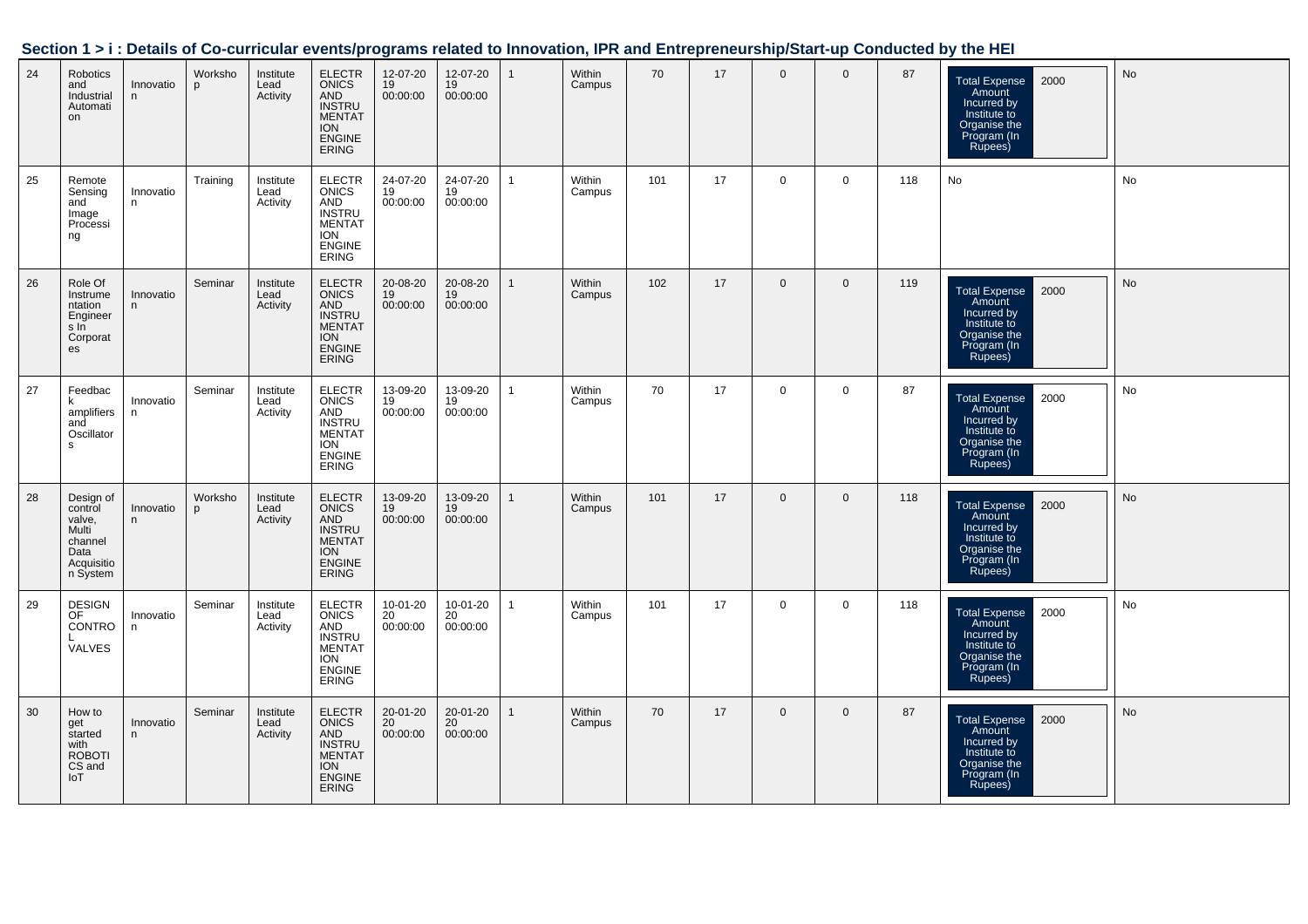## Section 1 > i : Details of Co-curricular events/programs related to Innovation, IPR and Entrepreneurship/Start-up Conducted by the HEI

| | | | | | | | | | | | | | | | | |
|---|---|---|---|---|---|---|---|---|---|---|---|---|---|---|---|---|
| 24 | Robotics and Industrial Automation | Innovation | Workshop | Institute Lead Activity | ELECTRONICS AND INSTRUMENTATION ENGINEERING | 12-07-2019 00:00:00 | 12-07-2019 00:00:00 | 1 | Within Campus | 70 | 17 | 0 | 0 | 87 | Total Expense Amount Incurred by Institute to Organise the Program (In Rupees): 2000 | No |
| 25 | Remote Sensing and Image Processing | Innovation | Training | Institute Lead Activity | ELECTRONICS AND INSTRUMENTATION ENGINEERING | 24-07-2019 00:00:00 | 24-07-2019 00:00:00 | 1 | Within Campus | 101 | 17 | 0 | 0 | 118 | No | No |
| 26 | Role Of Instrumentation Engineers In Corporates | Innovation | Seminar | Institute Lead Activity | ELECTRONICS AND INSTRUMENTATION ENGINEERING | 20-08-2019 00:00:00 | 20-08-2019 00:00:00 | 1 | Within Campus | 102 | 17 | 0 | 0 | 119 | Total Expense Amount Incurred by Institute to Organise the Program (In Rupees): 2000 | No |
| 27 | Feedback amplifiers and Oscillators | Innovation | Seminar | Institute Lead Activity | ELECTRONICS AND INSTRUMENTATION ENGINEERING | 13-09-2019 00:00:00 | 13-09-2019 00:00:00 | 1 | Within Campus | 70 | 17 | 0 | 0 | 87 | Total Expense Amount Incurred by Institute to Organise the Program (In Rupees): 2000 | No |
| 28 | Design of control valve, Multi channel Data Acquisition System | Innovation | Workshop | Institute Lead Activity | ELECTRONICS AND INSTRUMENTATION ENGINEERING | 13-09-2019 00:00:00 | 13-09-2019 00:00:00 | 1 | Within Campus | 101 | 17 | 0 | 0 | 118 | Total Expense Amount Incurred by Institute to Organise the Program (In Rupees): 2000 | No |
| 29 | DESIGN OF CONTROL VALVES | Innovation | Seminar | Institute Lead Activity | ELECTRONICS AND INSTRUMENTATION ENGINEERING | 10-01-2020 00:00:00 | 10-01-2020 00:00:00 | 1 | Within Campus | 101 | 17 | 0 | 0 | 118 | Total Expense Amount Incurred by Institute to Organise the Program (In Rupees): 2000 | No |
| 30 | How to get started with ROBOTICS and IoT | Innovation | Seminar | Institute Lead Activity | ELECTRONICS AND INSTRUMENTATION ENGINEERING | 20-01-2020 00:00:00 | 20-01-2020 00:00:00 | 1 | Within Campus | 70 | 17 | 0 | 0 | 87 | Total Expense Amount Incurred by Institute to Organise the Program (In Rupees): 2000 | No |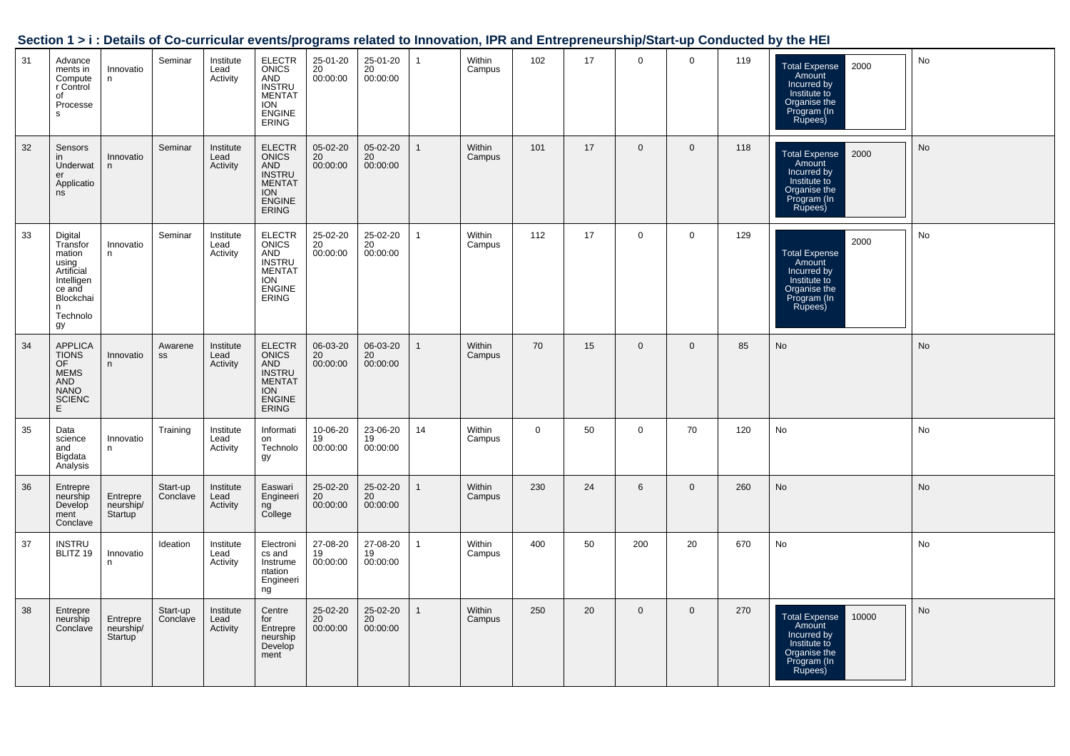## Section 1 > i : Details of Co-curricular events/programs related to Innovation, IPR and Entrepreneurship/Start-up Conducted by the HEI

| 31 | Advancements in Computer Control of Processes | Innovation | Seminar | Institute Lead Activity | ELECTRONICS AND INSTRUMENTATION ENGINEERING | 25-01-2020 00:00:00 | 25-01-2020 00:00:00 | 1 | Within Campus | 102 | 17 | 0 | 0 | 119 | Total Expense Amount Incurred by Institute to Organise the Program (In Rupees) 2000 | No |
|---|---|---|---|---|---|---|---|---|---|---|---|---|---|---|---|---|
| 32 | Sensors in Underwater Applications | Innovation | Seminar | Institute Lead Activity | ELECTRONICS AND INSTRUMENTATION ENGINEERING | 05-02-2020 00:00:00 | 05-02-2020 00:00:00 | 1 | Within Campus | 101 | 17 | 0 | 0 | 118 | Total Expense Amount Incurred by Institute to Organise the Program (In Rupees) 2000 | No |
| 33 | Digital Transformation using Artificial Intelligence and Blockchain Technology | Innovation | Seminar | Institute Lead Activity | ELECTRONICS AND INSTRUMENTATION ENGINEERING | 25-02-2020 00:00:00 | 25-02-2020 00:00:00 | 1 | Within Campus | 112 | 17 | 0 | 0 | 129 | Total Expense Amount Incurred by Institute to Organise the Program (In Rupees) 2000 | No |
| 34 | APPLICATIONS OF MEMS AND NANO SCIENCE | Innovation | Awareness | Institute Lead Activity | ELECTRONICS AND INSTRUMENTATION ENGINEERING | 06-03-2020 00:00:00 | 06-03-2020 00:00:00 | 1 | Within Campus | 70 | 15 | 0 | 0 | 85 | No | No |
| 35 | Data science and Bigdata Analysis | Innovation | Training | Institute Lead Activity | Information Technology | 10-06-2019 00:00:00 | 23-06-2019 00:00:00 | 14 | Within Campus | 0 | 50 | 0 | 70 | 120 | No | No |
| 36 | Entrepreneurship Development Conclave | Entrepreneurship/Startup | Start-up Conclave | Institute Lead Activity | Easwari Engineering College | 25-02-2020 00:00:00 | 25-02-2020 00:00:00 | 1 | Within Campus | 230 | 24 | 6 | 0 | 260 | No | No |
| 37 | INSTRU BLITZ 19 | Innovation | Ideation | Institute Lead Activity | Electronics and Instrumentation Engineering | 27-08-2019 00:00:00 | 27-08-2019 00:00:00 | 1 | Within Campus | 400 | 50 | 200 | 20 | 670 | No | No |
| 38 | Entrepreneurship Conclave | Entrepreneurship/Startup | Start-up Conclave | Institute Lead Activity | Centre for Entrepreneurship Development | 25-02-2020 00:00:00 | 25-02-2020 00:00:00 | 1 | Within Campus | 250 | 20 | 0 | 0 | 270 | Total Expense Amount Incurred by Institute to Organise the Program (In Rupees) 10000 | No |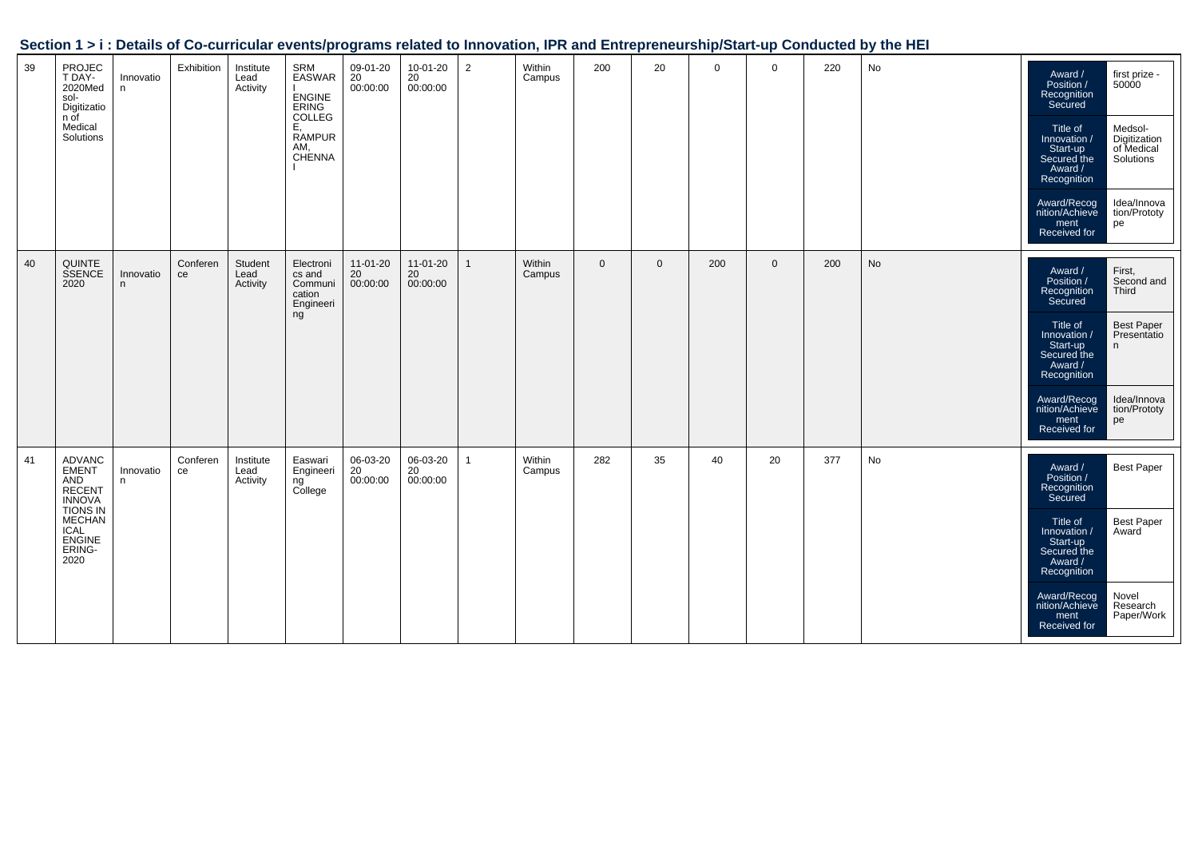## Section 1 > i : Details of Co-curricular events/programs related to Innovation, IPR and Entrepreneurship/Start-up Conducted by the HEI

| | | | | | | | | | | | | | | | | | |
|---|---|---|---|---|---|---|---|---|---|---|---|---|---|---|---|---|---|
| 39 | PROJECT DAY-2020Medsol-Digitization of Medical Solutions | Innovation | Exhibition | Institute Lead Activity | SRM EASWARI ENGINEERING COLLEGE, RAMPURAM, CHENNAI | 09-01-2020 00:00:00 | 10-01-2020 00:00:00 | 2 | Within Campus | 200 | 20 | 0 | 0 | 220 | No | | Award / Position / Recognition Secured: first prize - 50000<br>Title of Innovation / Start-up Secured the Award / Recognition: Medsol-Digitization of Medical Solutions<br>Award/Recognition/Achievement Received for: Idea/Innovation/Prototype |
| 40 | QUINTESSENCE 2020 | Innovation | Conference | Student Lead Activity | Electronics and Communication Engineering | 11-01-2020 00:00:00 | 11-01-2020 00:00:00 | 1 | Within Campus | 0 | 0 | 200 | 0 | 200 | No | | Award / Position / Recognition Secured: First, Second and Third<br>Title of Innovation / Start-up Secured the Award / Recognition: Best Paper Presentation<br>Award/Recognition/Achievement Received for: Idea/Innovation/Prototype |
| 41 | ADVANCEMENT AND RECENT INNOVATIONS IN MECHANICAL ENGINEERING-2020 | Innovation | Conference | Institute Lead Activity | Easwari Engineering College | 06-03-2020 00:00:00 | 06-03-2020 00:00:00 | 1 | Within Campus | 282 | 35 | 40 | 20 | 377 | No | | Award / Position / Recognition Secured: Best Paper<br>Title of Innovation / Start-up Secured the Award / Recognition: Best Paper Award<br>Award/Recognition/Achievement Received for: Novel Research Paper/Work |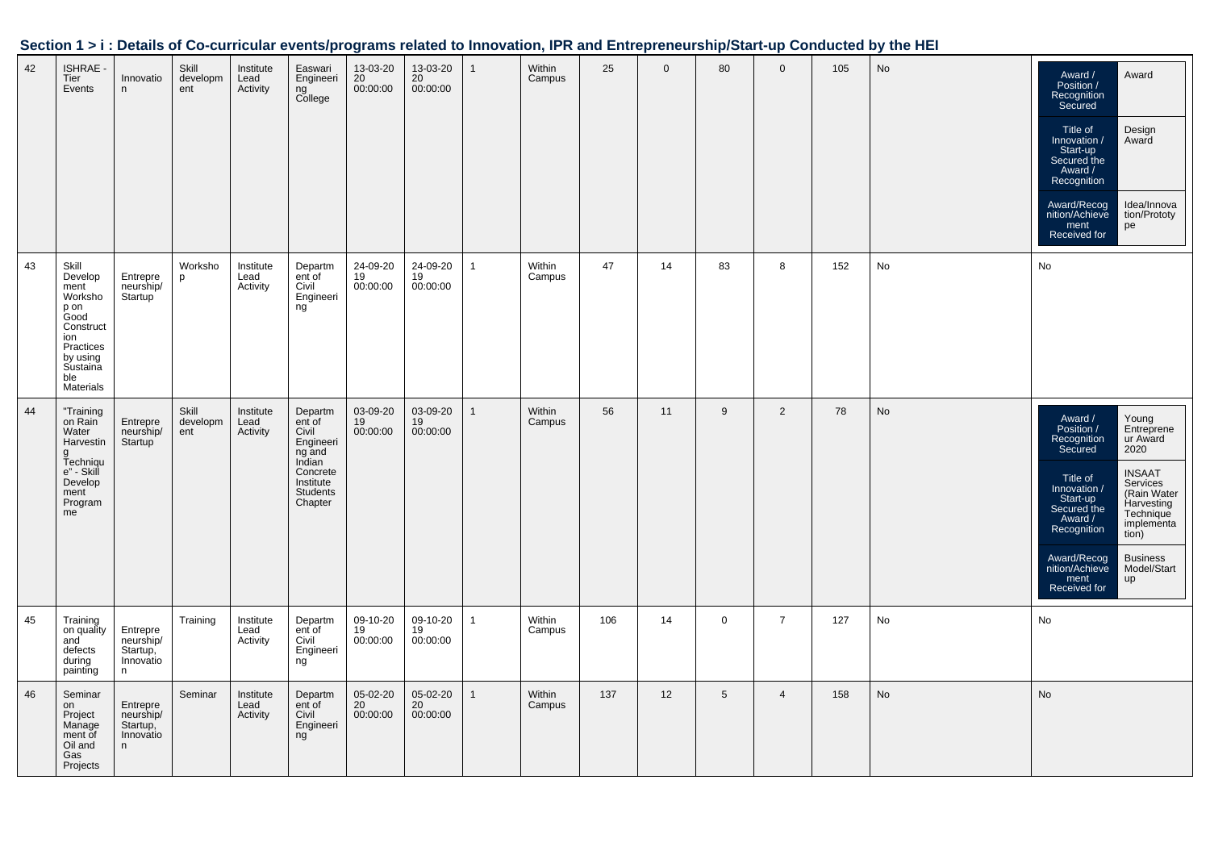## Section 1 > i : Details of Co-curricular events/programs related to Innovation, IPR and Entrepreneurship/Start-up Conducted by the HEI

| | | | | | | | | | | | | | | | | |
|---|---|---|---|---|---|---|---|---|---|---|---|---|---|---|---|---|
| 42 | ISHRAE - Tier Events | Innovation | Skill development | Institute Lead Activity | Easwari Engineering College | 13-03-2020 00:00:00 | 13-03-2020 00:00:00 | 1 | Within Campus | 25 | 0 | 80 | 0 | 105 | No | Award / Position / Recognition Secured: Award; Title of Innovation / Start-up Secured the Award / Recognition: Design Award; Award/Recognition/Achievement Received for: Idea/Innovation/Prototype |
| 43 | Skill Development Workshop on Good Construction Practices by using Sustainable Materials | Entrepreneurship/ Startup | Workshop | Institute Lead Activity | Department of Civil Engineering | 24-09-2019 00:00:00 | 24-09-2019 00:00:00 | 1 | Within Campus | 47 | 14 | 83 | 8 | 152 | No | No |
| 44 | "Training on Rain Water Harvesting Technique" - Skill Development Programme | Entrepreneurship/ Startup | Skill development | Institute Lead Activity | Department of Civil Engineering and Indian Concrete Institute Students Chapter | 03-09-2019 00:00:00 | 03-09-2019 00:00:00 | 1 | Within Campus | 56 | 11 | 9 | 2 | 78 | No | Award / Position / Recognition Secured: Young Entrepreneur Award 2020; Title of Innovation / Start-up Secured the Award / Recognition: INSAAT Services (Rain Water Harvesting Technique implementation); Award/Recognition/Achievement Received for: Business Model/Startup |
| 45 | Training on quality and defects during painting | Entrepreneurship/ Startup, Innovation | Training | Institute Lead Activity | Department of Civil Engineering | 09-10-2019 00:00:00 | 09-10-2019 00:00:00 | 1 | Within Campus | 106 | 14 | 0 | 7 | 127 | No | No |
| 46 | Seminar on Project Management of Oil and Gas Projects | Entrepreneurship/ Startup, Innovation | Seminar | Institute Lead Activity | Department of Civil Engineering | 05-02-2020 00:00:00 | 05-02-2020 00:00:00 | 1 | Within Campus | 137 | 12 | 5 | 4 | 158 | No | No |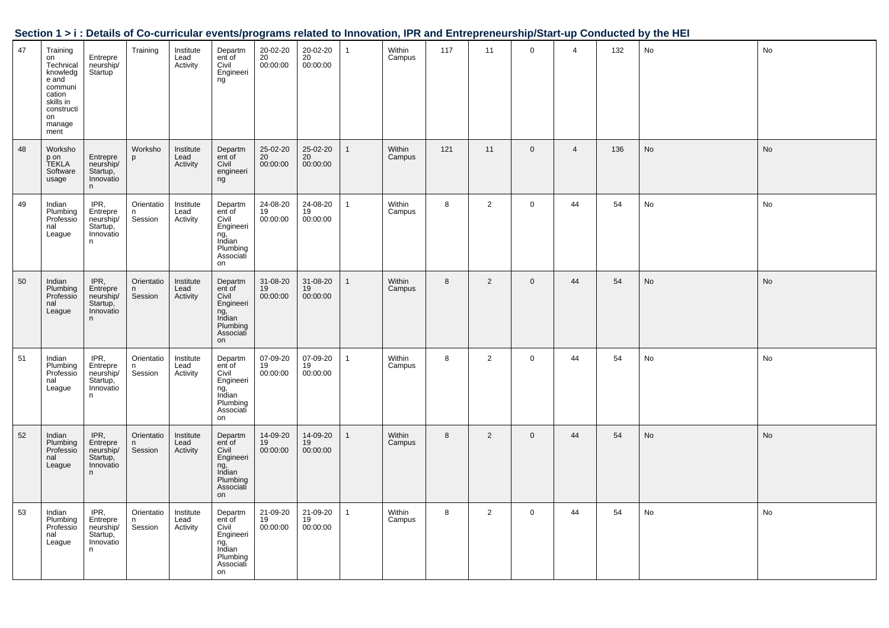## Section 1 > i : Details of Co-curricular events/programs related to Innovation, IPR and Entrepreneurship/Start-up Conducted by the HEI

| | | | | | | | | | | | | | | | | |
|---|---|---|---|---|---|---|---|---|---|---|---|---|---|---|---|---|
| 47 | Training on Technical knowledge and communication skills in construction management | Entrepreneurship/ Startup | Training | Institute Lead Activity | Department of Civil Engineering | 20-02-2020 00:00:00 | 20-02-2020 00:00:00 | 1 | Within Campus | 117 | 11 | 0 | 4 | 132 | No | No |
| 48 | Workshop on TEKLA Software usage | Entrepreneurship/ Startup, Innovation | Workshop | Institute Lead Activity | Department of Civil engineering | 25-02-2020 00:00:00 | 25-02-2020 00:00:00 | 1 | Within Campus | 121 | 11 | 0 | 4 | 136 | No | No |
| 49 | Indian Plumbing Professional League | IPR, Entrepreneurship/ Startup, Innovation | Orientation Session | Institute Lead Activity | Department of Civil Engineering, Indian Plumbing Association | 24-08-2019 00:00:00 | 24-08-2019 00:00:00 | 1 | Within Campus | 8 | 2 | 0 | 44 | 54 | No | No |
| 50 | Indian Plumbing Professional League | IPR, Entrepreneurship/ Startup, Innovation | Orientation Session | Institute Lead Activity | Department of Civil Engineering, Indian Plumbing Association | 31-08-2019 00:00:00 | 31-08-2019 00:00:00 | 1 | Within Campus | 8 | 2 | 0 | 44 | 54 | No | No |
| 51 | Indian Plumbing Professional League | IPR, Entrepreneurship/ Startup, Innovation | Orientation Session | Institute Lead Activity | Department of Civil Engineering, Indian Plumbing Association | 07-09-2019 00:00:00 | 07-09-2019 00:00:00 | 1 | Within Campus | 8 | 2 | 0 | 44 | 54 | No | No |
| 52 | Indian Plumbing Professional League | IPR, Entrepreneurship/ Startup, Innovation | Orientation Session | Institute Lead Activity | Department of Civil Engineering, Indian Plumbing Association | 14-09-2019 00:00:00 | 14-09-2019 00:00:00 | 1 | Within Campus | 8 | 2 | 0 | 44 | 54 | No | No |
| 53 | Indian Plumbing Professional League | IPR, Entrepreneurship/ Startup, Innovation | Orientation Session | Institute Lead Activity | Department of Civil Engineering, Indian Plumbing Association | 21-09-2019 00:00:00 | 21-09-2019 00:00:00 | 1 | Within Campus | 8 | 2 | 0 | 44 | 54 | No | No |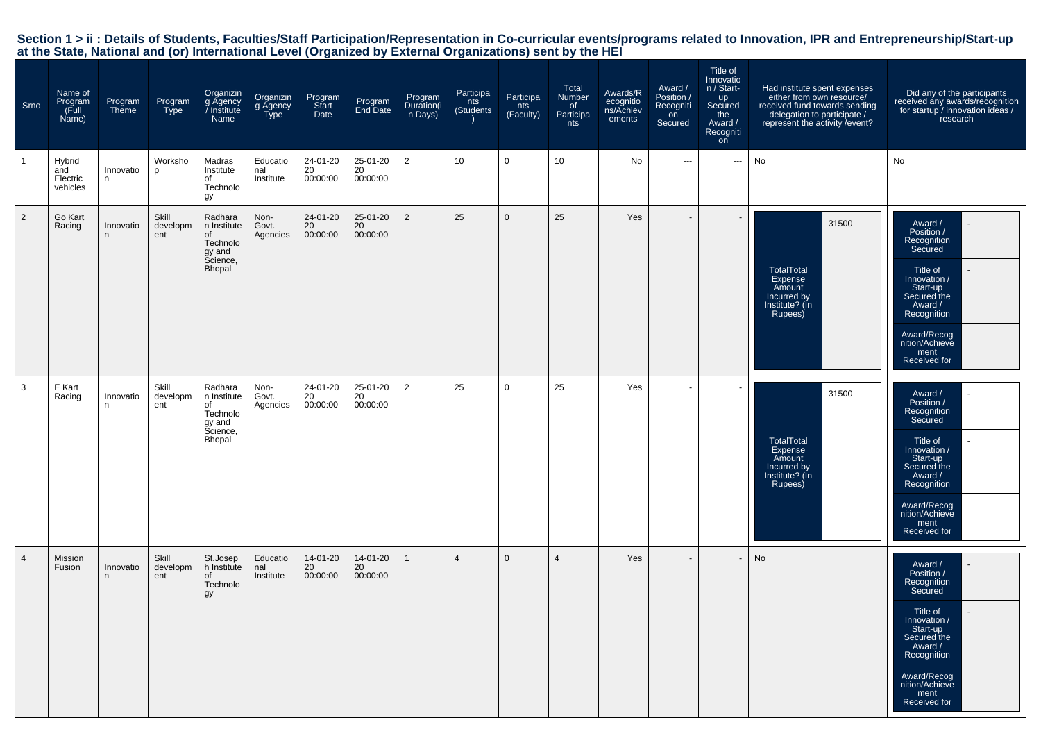**Section 1 > ii : Details of Students, Faculties/Staff Participation/Representation in Co-curricular events/programs related to Innovation, IPR and Entrepreneurship/Start-up at the State, National and (or) International Level (Organized by External Organizations) sent by the HEI**

| Srno | Name of Program (Full Name) | Program Theme | Program Type | Organizing Agency / Institute Name | Organizing Agency Type | Program Start Date | Program End Date | Program Duration(in Days) | Participants (Students) | Participants (Faculty) | Total Number of Participants | Awards/Recognitions/Achievements | Award / Position / Recognition Secured | Title of Innovation / Start-up Secured the Award / Recognition | Had institute spent expenses either from own resource/ received fund towards sending delegation to participate / represent the activity /event? | Did any of the participants received any awards/recognition for startup / innovation ideas / research |
|---|---|---|---|---|---|---|---|---|---|---|---|---|---|---|---|---|
| 1 | Hybrid and Electric vehicles | Innovation | Workshop | Madras Institute of Technology | Educational Institute | 24-01-2020 00:00:00 | 25-01-2020 00:00:00 | 2 | 10 | 0 | 10 | No | --- | --- | No | No |
| 2 | Go Kart Racing | Innovation | Skill development | Radharan Institute of Technology and Science, Bhopal | Non-Govt. Agencies | 24-01-2020 00:00:00 | 25-01-2020 00:00:00 | 2 | 25 | 0 | 25 | Yes | - | - | TotalTotal Expense Amount Incurred by Institute? (In Rupees): 31500 | Award / Position / Recognition Secured: -; Title of Innovation / Start-up Secured the Award / Recognition: -; Award/Recognition/Achievement Received for: |
| 3 | E Kart Racing | Innovation | Skill development | Radharan Institute of Technology and Science, Bhopal | Non-Govt. Agencies | 24-01-2020 00:00:00 | 25-01-2020 00:00:00 | 2 | 25 | 0 | 25 | Yes | - | - | TotalTotal Expense Amount Incurred by Institute? (In Rupees): 31500 | Award / Position / Recognition Secured: -; Title of Innovation / Start-up Secured the Award / Recognition: -; Award/Recognition/Achievement Received for: |
| 4 | Mission Fusion | Innovation | Skill development | St.Joseph Institute of Technology | Educational Institute | 14-01-2020 00:00:00 | 14-01-2020 00:00:00 | 1 | 4 | 0 | 4 | Yes | - | - | No | Award / Position / Recognition Secured: -; Title of Innovation / Start-up Secured the Award / Recognition: -; Award/Recognition/Achievement Received for: |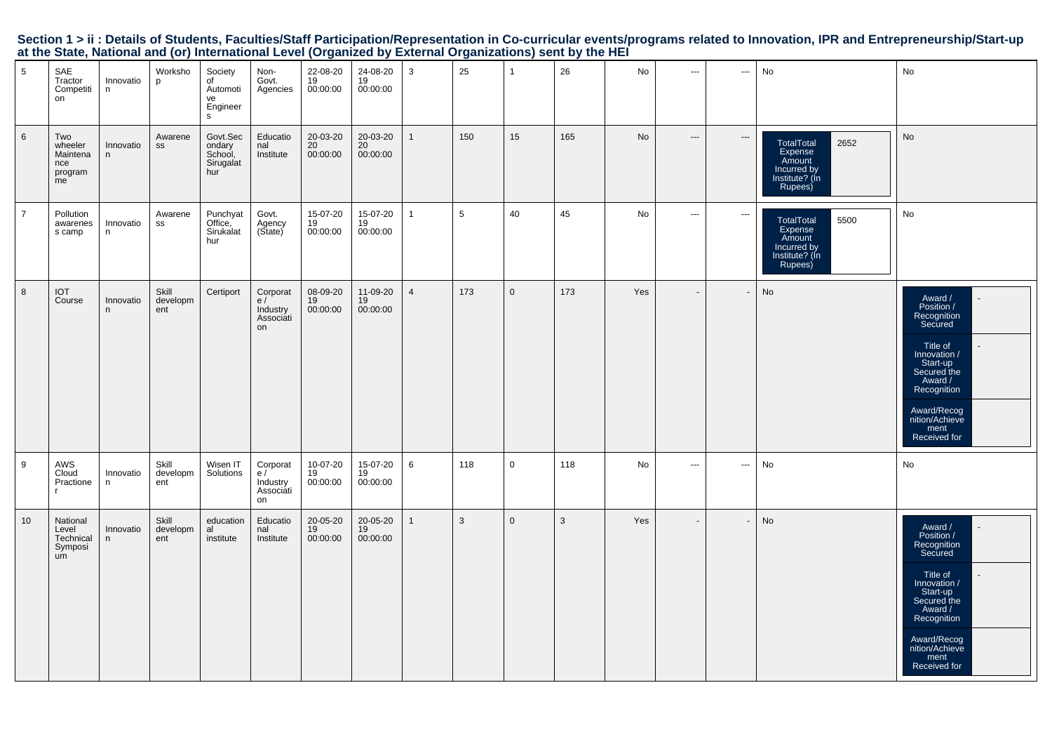**Section 1 > ii : Details of Students, Faculties/Staff Participation/Representation in Co-curricular events/programs related to Innovation, IPR and Entrepreneurship/Start-up at the State, National and (or) International Level (Organized by External Organizations) sent by the HEI**

| | | | | | | | | | | | | | | | | |
|---|---|---|---|---|---|---|---|---|---|---|---|---|---|---|---|---|
| 5 | SAE Tractor Competition | Innovation | Workshop | Society of Automotive Engineers | Non-Govt. Agencies | 22-08-2019 00:00:00 | 24-08-2019 00:00:00 | 3 | 25 | 1 | 26 | No | --- | --- | No | No |
| 6 | Two wheeler Maintenance programme | Innovation | Awareness | Govt.Secondary School, Sirugalathur | Educational Institute | 20-03-2020 00:00:00 | 20-03-2020 00:00:00 | 1 | 150 | 15 | 165 | No | --- | --- | TotalTotal Expense Amount Incurred by Institute? (In Rupees): 2652 | No |
| 7 | Pollution awareness camp | Innovation | Awareness | Punchyat Office, Sirukalathur | Govt. Agency (State) | 15-07-2019 00:00:00 | 15-07-2019 00:00:00 | 1 | 5 | 40 | 45 | No | --- | --- | TotalTotal Expense Amount Incurred by Institute? (In Rupees): 5500 | No |
| 8 | IOT Course | Innovation | Skill development | Certiport | Corporate / Industry Association | 08-09-2019 00:00:00 | 11-09-2019 00:00:00 | 4 | 173 | 0 | 173 | Yes | - | - | No | Award / Position / Recognition Secured: - ; Title of Innovation / Start-up Secured the Award / Recognition: - ; Award/Recognition/Achievement Received for: |
| 9 | AWS Cloud Practioner | Innovation | Skill development | Wisen IT Solutions | Corporate / Industry Association | 10-07-2019 00:00:00 | 15-07-2019 00:00:00 | 6 | 118 | 0 | 118 | No | --- | --- | No | No |
| 10 | National Level Technical Symposium | Innovation | Skill development | educational institute | Educational Institute | 20-05-2019 00:00:00 | 20-05-2019 00:00:00 | 1 | 3 | 0 | 3 | Yes | - | - | No | Award / Position / Recognition Secured: - ; Title of Innovation / Start-up Secured the Award / Recognition: - ; Award/Recognition/Achievement Received for: |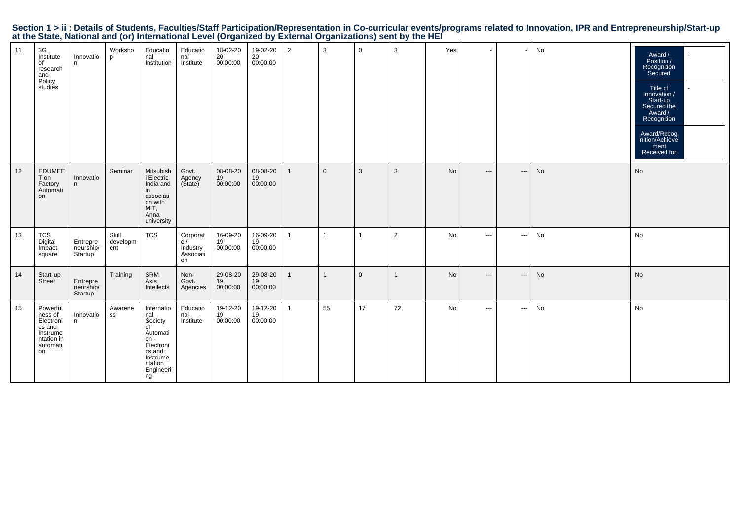## Section 1 > ii : Details of Students, Faculties/Staff Participation/Representation in Co-curricular events/programs related to Innovation, IPR and Entrepreneurship/Start-up at the State, National and (or) International Level (Organized by External Organizations) sent by the HEI

| | | | | | | | | | | | | | | | | |
|---|---|---|---|---|---|---|---|---|---|---|---|---|---|---|---|---|
| 11 | 3G Institute of research and Policy studies | Innovation | Workshop | Educational Institution | Educational Institute | 18-02-2020 00:00:00 | 19-02-2020 00:00:00 | 2 | 3 | 0 | 3 | Yes | - | - | No | Award / Position / Recognition Secured: - ; Title of Innovation / Start-up Secured the Award / Recognition: - ; Award/Recognition/Achievement Received for: |
| 12 | EDUMEET on Factory Automation | Innovation | Seminar | Mitsubishi Electric India and in association with MIT, Anna university | Govt. Agency (State) | 08-08-2019 00:00:00 | 08-08-2019 00:00:00 | 1 | 0 | 3 | 3 | No | --- | --- | No | No |
| 13 | TCS Digital Impact square | Entrepreneurship/Startup | Skill development | TCS | Corporate / Industry Association | 16-09-2019 00:00:00 | 16-09-2019 00:00:00 | 1 | 1 | 1 | 2 | No | --- | --- | No | No |
| 14 | Start-up Street | Entrepreneurship/Startup | Training | SRM Axis Intellects | Non-Govt. Agencies | 29-08-2019 00:00:00 | 29-08-2019 00:00:00 | 1 | 1 | 0 | 1 | No | --- | --- | No | No |
| 15 | Powerfulness of Electronics and Instrumentation in automation | Innovation | Awareness | International Society of Automation - Electronics and Instrumentation Engineering | Educational Institute | 19-12-2019 00:00:00 | 19-12-2019 00:00:00 | 1 | 55 | 17 | 72 | No | --- | --- | No | No |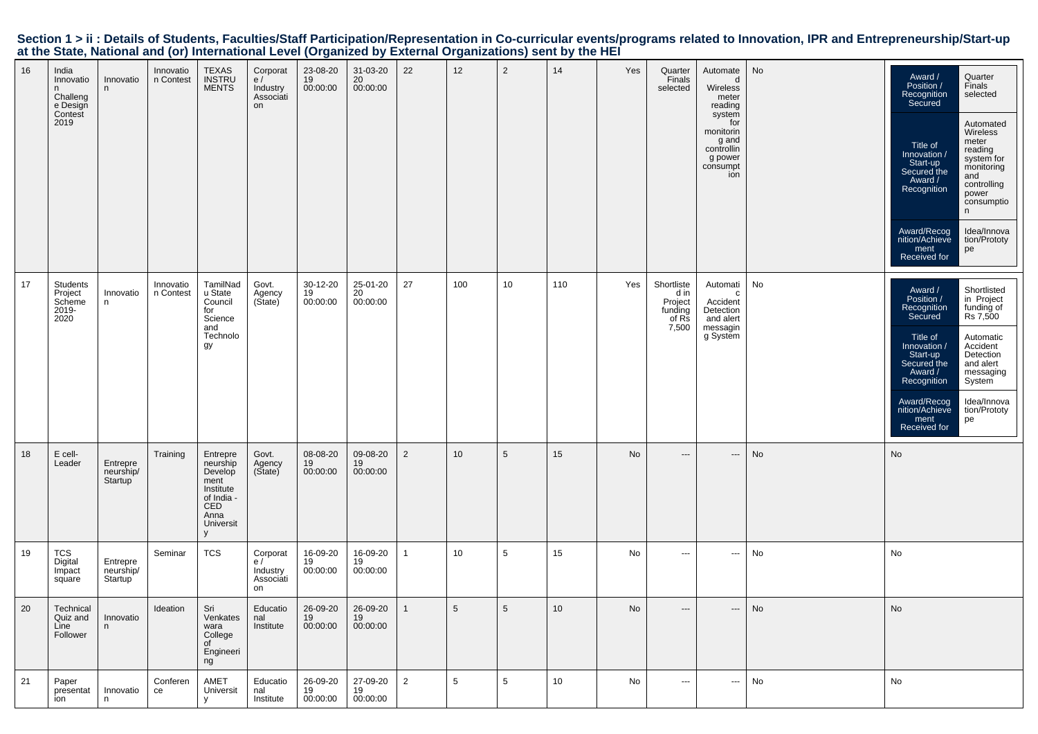## Section 1 > ii : Details of Students, Faculties/Staff Participation/Representation in Co-curricular events/programs related to Innovation, IPR and Entrepreneurship/Start-up at the State, National and (or) International Level (Organized by External Organizations) sent by the HEI

| | | | | | | | | | | | | | | | | |
|---|---|---|---|---|---|---|---|---|---|---|---|---|---|---|---|---|
| 16 | India Innovation Challenge Design Contest 2019 | Innovation | Innovation Contest | TEXAS INSTRUMENTS | Corporate / Industry Association | 23-08-2019 00:00:00 | 31-03-2020 00:00:00 | 22 | 12 | 2 | 14 | Yes | Quarter Finals selected | Automated Wireless meter reading system for monitoring and controlling power consumption | No | Award / Position / Recognition Secured: Quarter Finals selected; Title of Innovation / Start-up Secured the Award / Recognition: Automated Wireless meter reading system for monitoring and controlling power consumption; Award/Recognition/Achievement Received for: Idea/Innovation/Prototype |
| 17 | Students Project Scheme 2019-2020 | Innovation | Innovation Contest | TamilNadu State Council for Science and Technology | Govt. Agency (State) | 30-12-2019 00:00:00 | 25-01-2020 00:00:00 | 27 | 100 | 10 | 110 | Yes | Shortlisted in Project funding of Rs 7,500 | Automatic Accident Detection and alert messaging System | No | Award / Position / Recognition Secured: Shortlisted in Project funding of Rs 7,500; Title of Innovation / Start-up Secured the Award / Recognition: Automatic Accident Detection and alert messaging System; Award/Recognition/Achievement Received for: Idea/Innovation/Prototype |
| 18 | E cell-Leader | Entrepreneurship/Startup | Training | Entrepreneurship Development Institute of India - CED Anna University | Govt. Agency (State) | 08-08-2019 00:00:00 | 09-08-2019 00:00:00 | 2 | 10 | 5 | 15 | No | --- | --- | No | No |
| 19 | TCS Digital Impact square | Entrepreneurship/Startup | Seminar | TCS | Corporate / Industry Association | 16-09-2019 00:00:00 | 16-09-2019 00:00:00 | 1 | 10 | 5 | 15 | No | --- | --- | No | No |
| 20 | Technical Quiz and Line Follower | Innovation | Ideation | Sri Venkateswara College of Engineering | Educational Institute | 26-09-2019 00:00:00 | 26-09-2019 00:00:00 | 1 | 5 | 5 | 10 | No | --- | --- | No | No |
| 21 | Paper presentation | Innovation | Conference | AMET University | Educational Institute | 26-09-2019 00:00:00 | 27-09-2019 00:00:00 | 2 | 5 | 5 | 10 | No | --- | --- | No | No |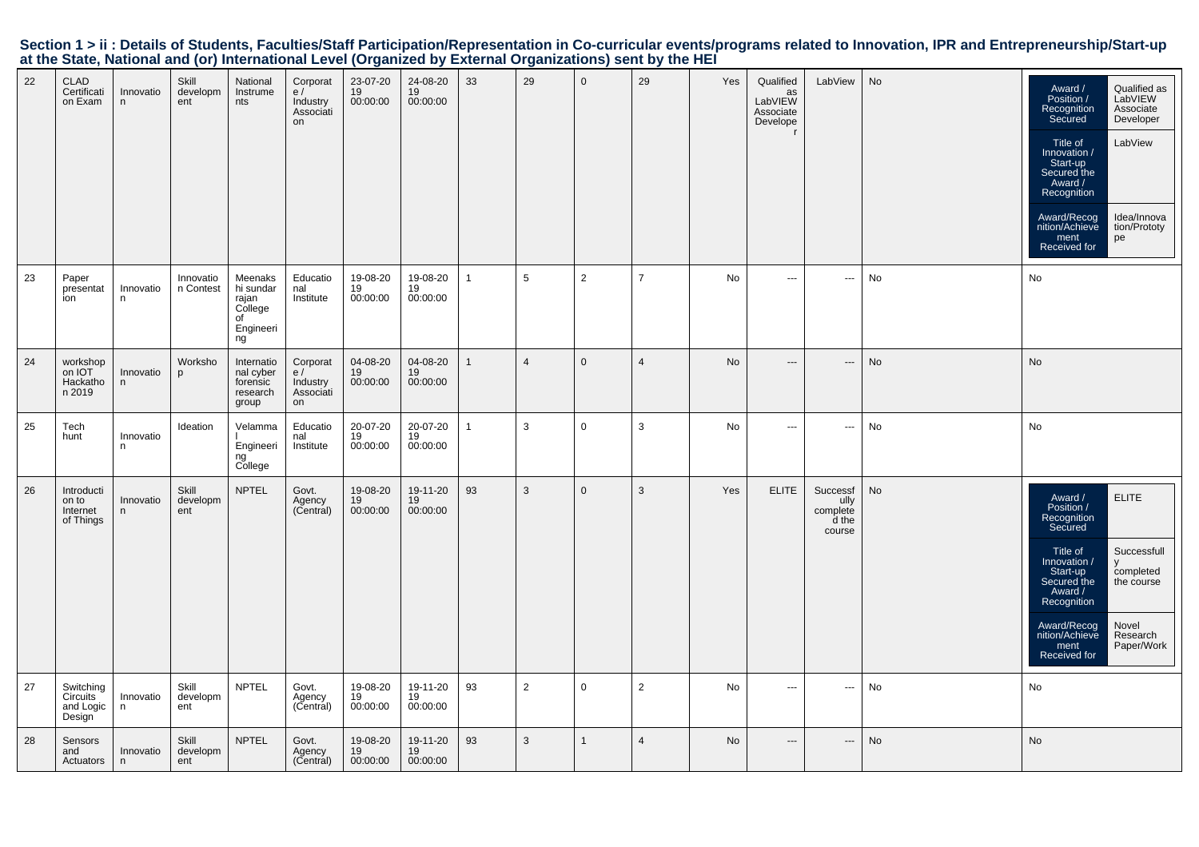## Section 1 > ii : Details of Students, Faculties/Staff Participation/Representation in Co-curricular events/programs related to Innovation, IPR and Entrepreneurship/Start-up at the State, National and (or) International Level (Organized by External Organizations) sent by the HEI

| | | | | | | | | | | | | | | | | |
|---|---|---|---|---|---|---|---|---|---|---|---|---|---|---|---|---|
| 22 | CLAD Certification Exam | Innovation | Skill development | National Instruments | Corporate / Industry Association | 23-07-2019 00:00:00 | 24-08-2019 00:00:00 | 33 | 29 | 0 | 29 | Yes | Qualified as LabVIEW Associate Developer | LabView | No | Award / Position / Recognition Secured: Qualified as LabVIEW Associate Developer; Title of Innovation / Start-up Secured the Award / Recognition: LabView; Award/Recognition/Achievement Received for: Idea/Innovation/Prototype |
| 23 | Paper presentation | Innovation | Innovation Contest | Meenakshi sundar rajan College of Engineering | Educational Institute | 19-08-2019 00:00:00 | 19-08-2019 00:00:00 | 1 | 5 | 2 | 7 | No | --- | --- | No | No |
| 24 | workshop on IOT Hackathon 2019 | Innovation | Workshop | International cyber forensic research group | Corporate / Industry Association | 04-08-2019 00:00:00 | 04-08-2019 00:00:00 | 1 | 4 | 0 | 4 | No | --- | --- | No | No |
| 25 | Tech hunt | Innovation | Ideation | Velammal Engineering College | Educational Institute | 20-07-2019 00:00:00 | 20-07-2019 00:00:00 | 1 | 3 | 0 | 3 | No | --- | --- | No | No |
| 26 | Introduction to Internet of Things | Innovation | Skill development | NPTEL | Govt. Agency (Central) | 19-08-2019 00:00:00 | 19-11-2019 00:00:00 | 93 | 3 | 0 | 3 | Yes | ELITE | Successfully completed the course | No | Award / Position / Recognition Secured: ELITE; Title of Innovation / Start-up Secured the Award / Recognition: Successfully completed the course; Award/Recognition/Achievement Received for: Novel Research Paper/Work |
| 27 | Switching Circuits and Logic Design | Innovation | Skill development | NPTEL | Govt. Agency (Central) | 19-08-2019 00:00:00 | 19-11-2019 00:00:00 | 93 | 2 | 0 | 2 | No | --- | --- | No | No |
| 28 | Sensors and Actuators | Innovation | Skill development | NPTEL | Govt. Agency (Central) | 19-08-2019 00:00:00 | 19-11-2019 00:00:00 | 93 | 3 | 1 | 4 | No | --- | --- | No | No |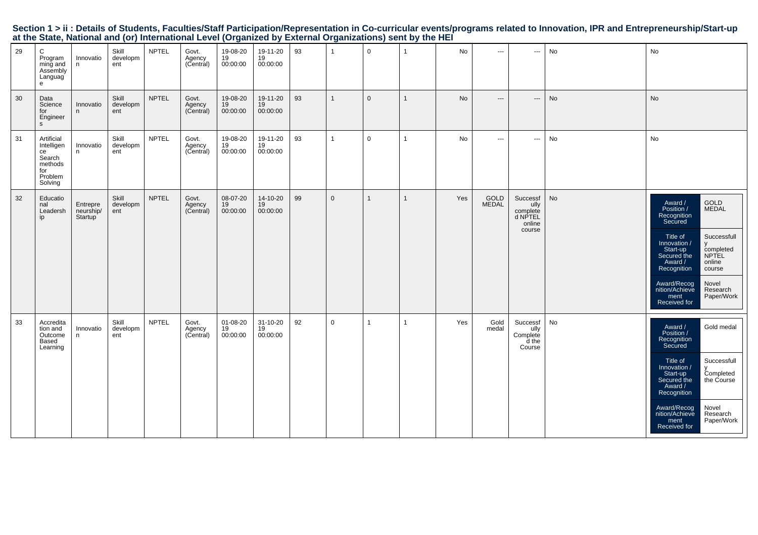## Section 1 > ii : Details of Students, Faculties/Staff Participation/Representation in Co-curricular events/programs related to Innovation, IPR and Entrepreneurship/Start-up at the State, National and (or) International Level (Organized by External Organizations) sent by the HEI

| | | | | | | | | | | | | | | | | |
|---|---|---|---|---|---|---|---|---|---|---|---|---|---|---|---|---|
| 29 | C Programming and Assembly Language | Innovation | Skill development | NPTEL | Govt. Agency (Central) | 19-08-2019 00:00:00 | 19-11-2019 00:00:00 | 93 | 1 | 0 | 1 | No | --- | --- | No | No |
| 30 | Data Science for Engineers | Innovation | Skill development | NPTEL | Govt. Agency (Central) | 19-08-2019 00:00:00 | 19-11-2019 00:00:00 | 93 | 1 | 0 | 1 | No | --- | --- | No | No |
| 31 | Artificial Intelligence Search methods for Problem Solving | Innovation | Skill development | NPTEL | Govt. Agency (Central) | 19-08-2019 00:00:00 | 19-11-2019 00:00:00 | 93 | 1 | 0 | 1 | No | --- | --- | No | No |
| 32 | Educational Leadership | Entrepreneurship/Startup | Skill development | NPTEL | Govt. Agency (Central) | 08-07-2019 00:00:00 | 14-10-2019 00:00:00 | 99 | 0 | 1 | 1 | Yes | GOLD MEDAL | Successfully completed NPTEL online course | No | Award / Position / Recognition Secured: GOLD MEDAL; Title of Innovation / Start-up Secured the Award / Recognition: Successfully completed NPTEL online course; Award/Recognition/Achievement Received for: Novel Research Paper/Work |
| 33 | Accreditation and Outcome Based Learning | Innovation | Skill development | NPTEL | Govt. Agency (Central) | 01-08-2019 00:00:00 | 31-10-2019 00:00:00 | 92 | 0 | 1 | 1 | Yes | Gold medal | Successfully Completed the Course | No | Award / Position / Recognition Secured: Gold medal; Title of Innovation / Start-up Secured the Award / Recognition: Successfully Completed the Course; Award/Recognition/Achievement Received for: Novel Research Paper/Work |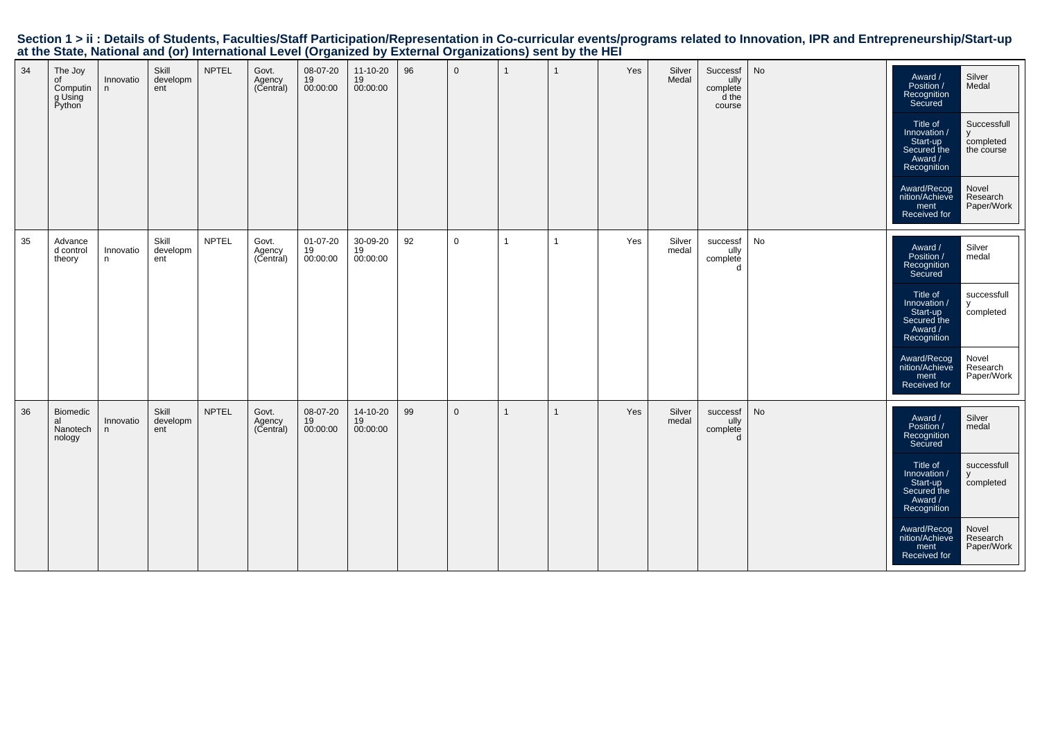# Section 1 > ii : Details of Students, Faculties/Staff Participation/Representation in Co-curricular events/programs related to Innovation, IPR and Entrepreneurship/Start-up at the State, National and (or) International Level (Organized by External Organizations) sent by the HEI

| | | | | | | | | | | | | | | | | |
|---|---|---|---|---|---|---|---|---|---|---|---|---|---|---|---|---|
| 34 | The Joy of Computing Using Python | Innovation | Skill development | NPTEL | Govt. Agency (Central) | 08-07-2019 00:00:00 | 11-10-2019 00:00:00 | 96 | 0 | 1 | 1 | Yes | Silver Medal | Successfully completed the course | No | Award / Position / Recognition Secured: Silver Medal; Title of Innovation / Start-up Secured the Award / Recognition: Successfully completed the course; Award/Recognition/Achievement Received for: Novel Research Paper/Work |
| 35 | Advanced control theory | Innovation | Skill development | NPTEL | Govt. Agency (Central) | 01-07-2019 00:00:00 | 30-09-2019 00:00:00 | 92 | 0 | 1 | 1 | Yes | Silver medal | successfully completed | No | Award / Position / Recognition Secured: Silver medal; Title of Innovation / Start-up Secured the Award / Recognition: successfully completed; Award/Recognition/Achievement Received for: Novel Research Paper/Work |
| 36 | Biomedical Nanotechnology | Innovation | Skill development | NPTEL | Govt. Agency (Central) | 08-07-2019 00:00:00 | 14-10-2019 00:00:00 | 99 | 0 | 1 | 1 | Yes | Silver medal | successfully completed | No | Award / Position / Recognition Secured: Silver medal; Title of Innovation / Start-up Secured the Award / Recognition: successfully completed; Award/Recognition/Achievement Received for: Novel Research Paper/Work |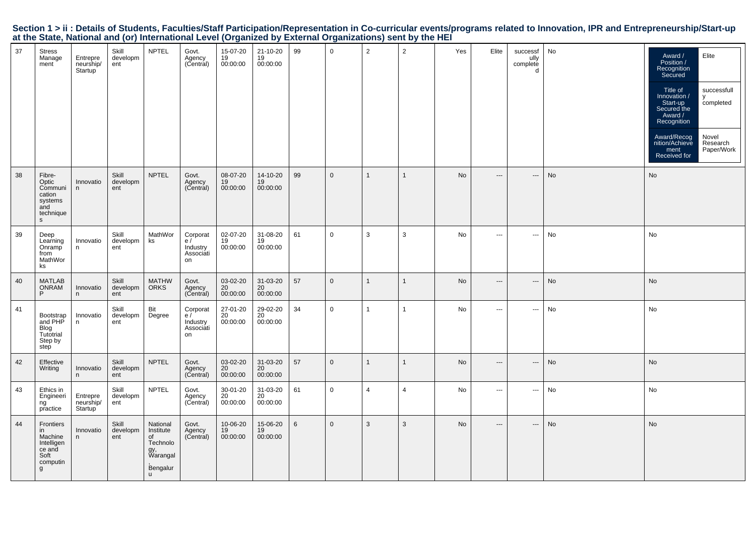## Section 1 > ii : Details of Students, Faculties/Staff Participation/Representation in Co-curricular events/programs related to Innovation, IPR and Entrepreneurship/Start-up at the State, National and (or) International Level (Organized by External Organizations) sent by the HEI

| | | | | | | | | | | | | | | | | |
|---|---|---|---|---|---|---|---|---|---|---|---|---|---|---|---|---|
| 37 | Stress Management | Entrepreneurship/ Startup | Skill development | NPTEL | Govt. Agency (Central) | 15-07-2019 00:00:00 | 21-10-2019 00:00:00 | 99 | 0 | 2 | 2 | Yes | Elite | successfully completed | No | Award / Position / Recognition Secured: Elite; Title of Innovation / Start-up Secured the Award / Recognition: successfully completed; Award/Recognition/Achievement Received for: Novel Research Paper/Work |
| 38 | Fibre-Optic Communication systems and techniques | Innovation | Skill development | NPTEL | Govt. Agency (Central) | 08-07-2019 00:00:00 | 14-10-2019 00:00:00 | 99 | 0 | 1 | 1 | No | --- | --- | No | No |
| 39 | Deep Learning Onramp from MathWorks | Innovation | Skill development | MathWorks | Corporate / Industry Association | 02-07-2019 00:00:00 | 31-08-2019 00:00:00 | 61 | 0 | 3 | 3 | No | --- | --- | No | No |
| 40 | MATLAB ONRAMP | Innovation | Skill development | MATHWORKS | Govt. Agency (Central) | 03-02-2020 00:00:00 | 31-03-2020 00:00:00 | 57 | 0 | 1 | 1 | No | --- | --- | No | No |
| 41 | Bootstrap and PHP Blog Tutotrial Step by step | Innovation | Skill development | Bit Degree | Corporate / Industry Association | 27-01-2020 00:00:00 | 29-02-2020 00:00:00 | 34 | 0 | 1 | 1 | No | --- | --- | No | No |
| 42 | Effective Writing | Innovation | Skill development | NPTEL | Govt. Agency (Central) | 03-02-2020 00:00:00 | 31-03-2020 00:00:00 | 57 | 0 | 1 | 1 | No | --- | --- | No | No |
| 43 | Ethics in Engineering practice | Entrepreneurship/ Startup | Skill development | NPTEL | Govt. Agency (Central) | 30-01-2020 00:00:00 | 31-03-2020 00:00:00 | 61 | 0 | 4 | 4 | No | --- | --- | No | No |
| 44 | Frontiers in Machine Intelligence and Soft computing | Innovation | Skill development | National Institute of Technology, Warangal , Bengaluru | Govt. Agency (Central) | 10-06-2019 00:00:00 | 15-06-2019 00:00:00 | 6 | 0 | 3 | 3 | No | --- | --- | No | No |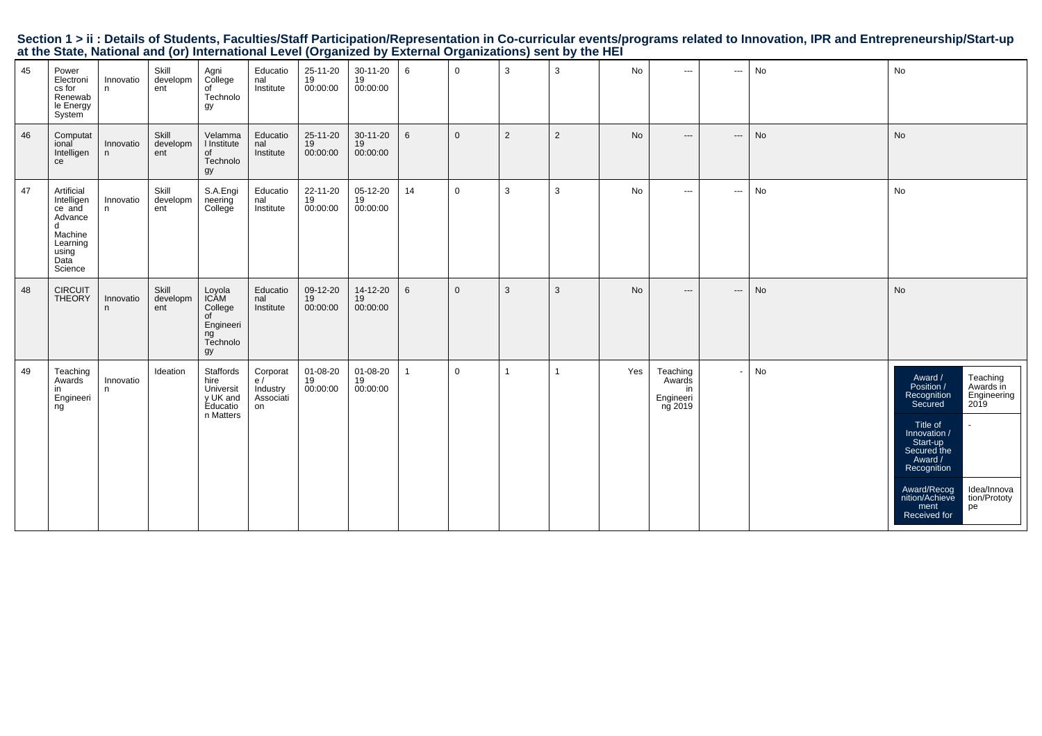## Section 1 > ii : Details of Students, Faculties/Staff Participation/Representation in Co-curricular events/programs related to Innovation, IPR and Entrepreneurship/Start-up at the State, National and (or) International Level (Organized by External Organizations) sent by the HEI

| | | | | | | | | | | | | | | | | |
|---|---|---|---|---|---|---|---|---|---|---|---|---|---|---|---|---|
| 45 | Power Electronics for Renewable Energy System | Innovation | Skill development | Agni College of Technology | Educational Institute | 25-11-2019 00:00:00 | 30-11-2019 00:00:00 | 6 | 0 | 3 | 3 | No | --- | --- | No | No |
| 46 | Computational Intelligence | Innovation | Skill development | Velammal Institute of Technology | Educational Institute | 25-11-2019 00:00:00 | 30-11-2019 00:00:00 | 6 | 0 | 2 | 2 | No | --- | --- | No | No |
| 47 | Artificial Intelligence and Advanced Machine Learning using Data Science | Innovation | Skill development | S.A.Engineering College | Educational Institute | 22-11-2019 00:00:00 | 05-12-2019 00:00:00 | 14 | 0 | 3 | 3 | No | --- | --- | No | No |
| 48 | CIRCUIT THEORY | Innovation | Skill development | Loyola ICAM College of Engineering Technology | Educational Institute | 09-12-2019 00:00:00 | 14-12-2019 00:00:00 | 6 | 0 | 3 | 3 | No | --- | --- | No | No |
| 49 | Teaching Awards in Engineering | Innovation | Ideation | Staffordshire University UK and Education Matters | Corporate / Industry Association | 01-08-2019 00:00:00 | 01-08-2019 00:00:00 | 1 | 0 | 1 | 1 | Yes | Teaching Awards in Engineering 2019 | - | No | Award / Position / Recognition Secured: Teaching Awards in Engineering 2019; Title of Innovation / Start-up Secured the Award / Recognition: -; Award/Recognition/Achievement Received for: Idea/Innovation/Prototype |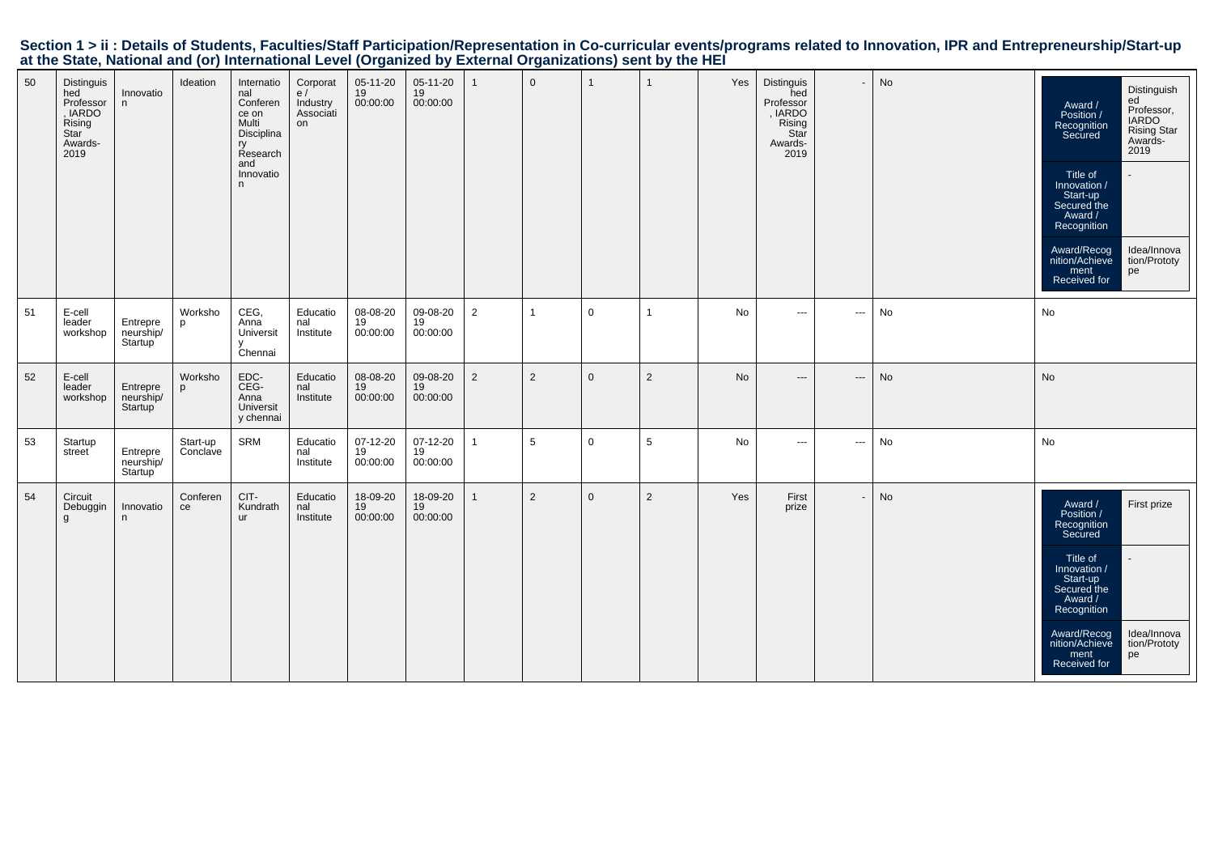## Section 1 > ii : Details of Students, Faculties/Staff Participation/Representation in Co-curricular events/programs related to Innovation, IPR and Entrepreneurship/Start-up at the State, National and (or) International Level (Organized by External Organizations) sent by the HEI

| | | | | | | | | | | | | | | | | |
|---|---|---|---|---|---|---|---|---|---|---|---|---|---|---|---|---|
| 50 | Distinguished Professor, IARDO Rising Star Awards-2019 | Innovation | Ideation | International Conference on Multi Disciplinary Research and Innovation | Corporate / Industry Association | 05-11-2019 00:00:00 | 05-11-2019 00:00:00 | 1 | 0 | 1 | 1 | Yes | Distinguished Professor, IARDO Rising Star Awards-2019 | - | No | Award / Position / Recognition Secured: Distinguished Professor, IARDO Rising Star Awards-2019; Title of Innovation / Start-up Secured the Award / Recognition: -; Award/Recognition/Achievement Received for: Idea/Innovation/Prototype |
| 51 | E-cell leader workshop | Entrepreneurship/ Startup | Workshop | CEG, Anna University Chennai | Educational Institute | 08-08-2019 00:00:00 | 09-08-2019 00:00:00 | 2 | 1 | 0 | 1 | No | --- | --- | No | No |
| 52 | E-cell leader workshop | Entrepreneurship/ Startup | Workshop | EDC-CEG-Anna University chennai | Educational Institute | 08-08-2019 00:00:00 | 09-08-2019 00:00:00 | 2 | 2 | 0 | 2 | No | --- | --- | No | No |
| 53 | Startup street | Entrepreneurship/ Startup | Start-up Conclave | SRM | Educational Institute | 07-12-2019 00:00:00 | 07-12-2019 00:00:00 | 1 | 5 | 0 | 5 | No | --- | --- | No | No |
| 54 | Circuit Debugging | Innovation | Conference | CIT-Kundrathur | Educational Institute | 18-09-2019 00:00:00 | 18-09-2019 00:00:00 | 1 | 2 | 0 | 2 | Yes | First prize | - | No | Award / Position / Recognition Secured: First prize; Title of Innovation / Start-up Secured the Award / Recognition: -; Award/Recognition/Achievement Received for: Idea/Innovation/Prototype |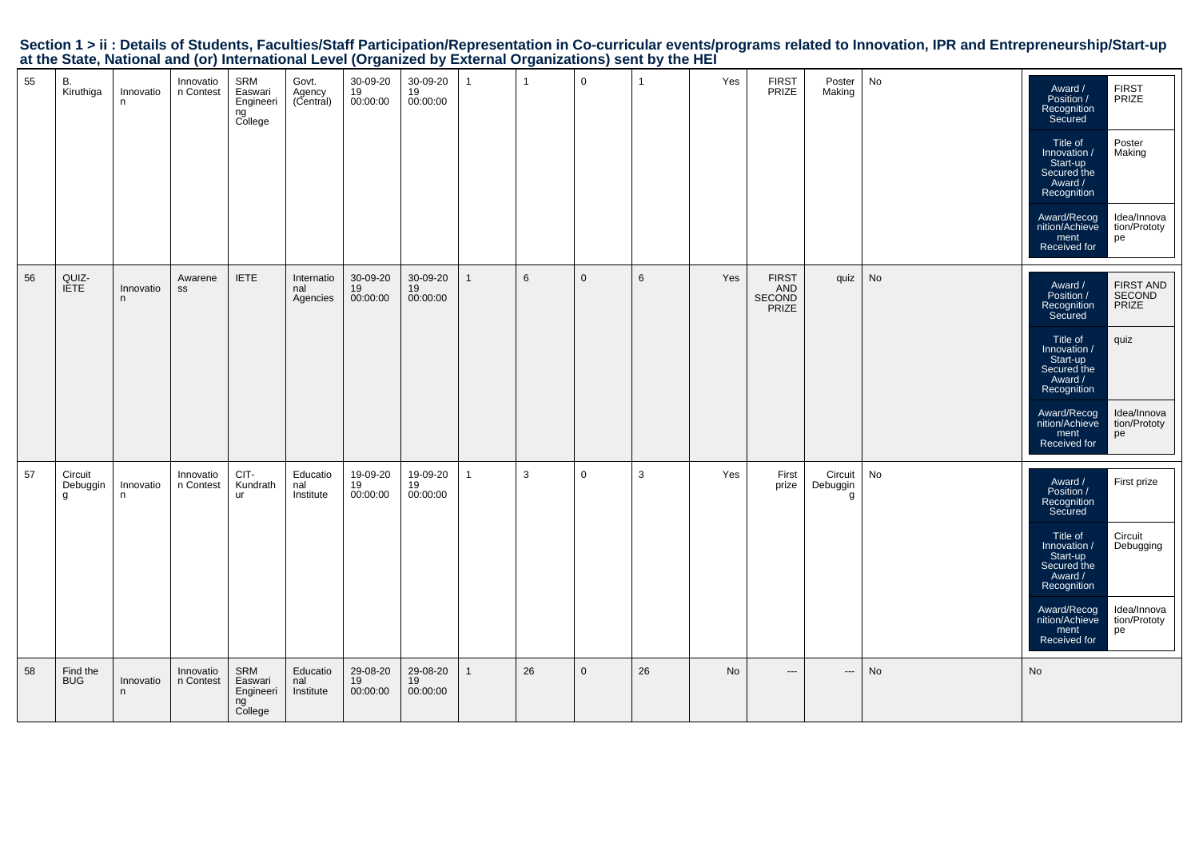## Section 1 > ii : Details of Students, Faculties/Staff Participation/Representation in Co-curricular events/programs related to Innovation, IPR and Entrepreneurship/Start-up at the State, National and (or) International Level (Organized by External Organizations) sent by the HEI

| | | | | | | | | | | | | | | | | |
|---|---|---|---|---|---|---|---|---|---|---|---|---|---|---|---|---|
| 55 | B. Kiruthiga | Innovation | Innovation Contest | SRM Easwari Engineering College | Govt. Agency (Central) | 30-09-2019 00:00:00 | 30-09-2019 00:00:00 | 1 | 1 | 0 | 1 | Yes | FIRST PRIZE | Poster Making | No | Award / Position / Recognition Secured: FIRST PRIZE; Title of Innovation / Start-up Secured the Award / Recognition: Poster Making; Award/Recognition/Achievement Received for: Idea/Innovation/Prototype |
| 56 | QUIZ-IETE | Innovation | Awareness | IETE | International Agencies | 30-09-2019 00:00:00 | 30-09-2019 00:00:00 | 1 | 6 | 0 | 6 | Yes | FIRST AND SECOND PRIZE | quiz | No | Award / Position / Recognition Secured: FIRST AND SECOND PRIZE; Title of Innovation / Start-up Secured the Award / Recognition: quiz; Award/Recognition/Achievement Received for: Idea/Innovation/Prototype |
| 57 | Circuit Debugging | Innovation | Innovation Contest | CIT-Kundrathur | Educational Institute | 19-09-2019 00:00:00 | 19-09-2019 00:00:00 | 1 | 3 | 0 | 3 | Yes | First prize | Circuit Debugging | No | Award / Position / Recognition Secured: First prize; Title of Innovation / Start-up Secured the Award / Recognition: Circuit Debugging; Award/Recognition/Achievement Received for: Idea/Innovation/Prototype |
| 58 | Find the BUG | Innovation | Innovation Contest | SRM Easwari Engineering College | Educational Institute | 29-08-2019 00:00:00 | 29-08-2019 00:00:00 | 1 | 26 | 0 | 26 | No | --- | --- | No | No |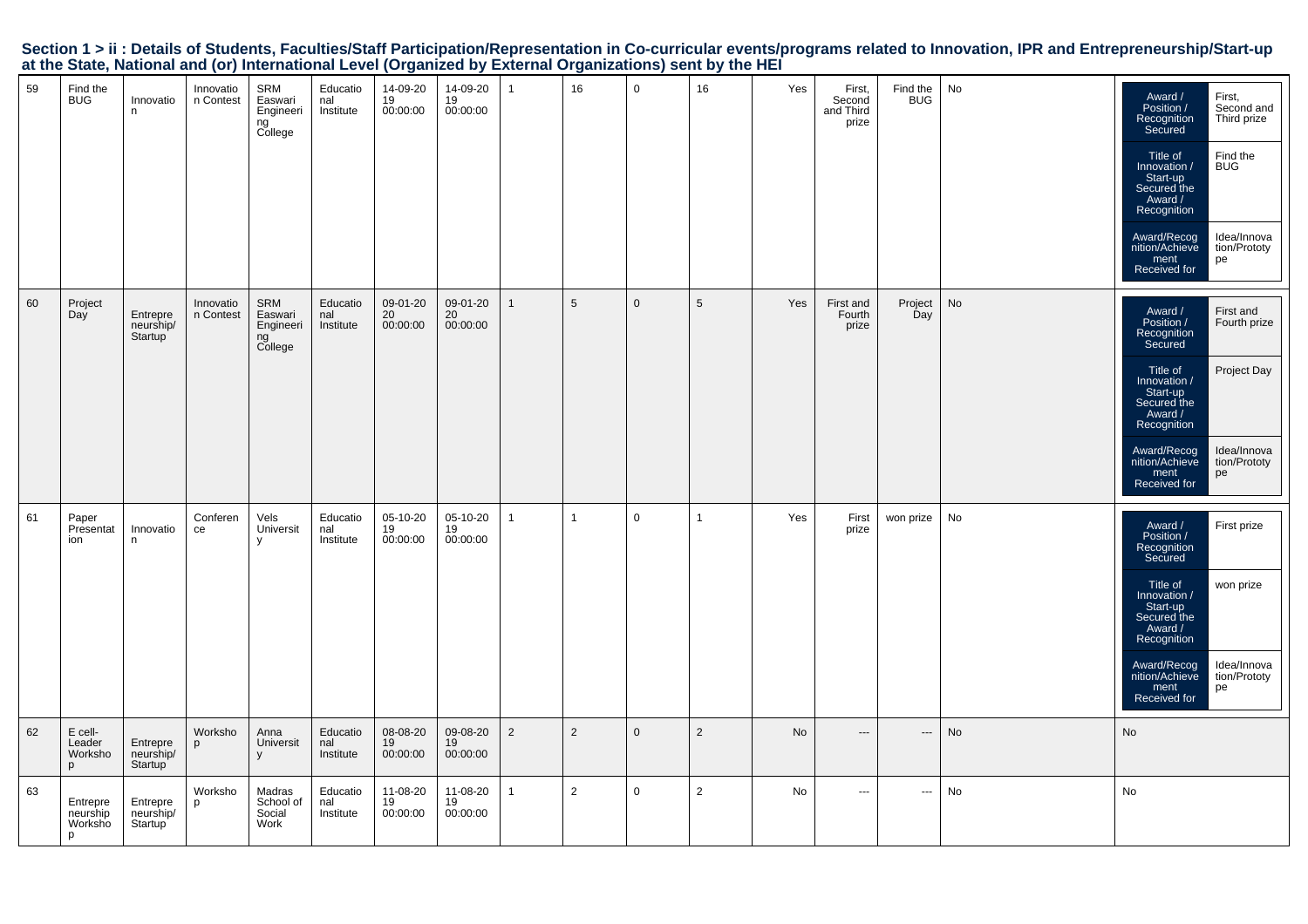## Section 1 > ii : Details of Students, Faculties/Staff Participation/Representation in Co-curricular events/programs related to Innovation, IPR and Entrepreneurship/Start-up at the State, National and (or) International Level (Organized by External Organizations) sent by the HEI

| | | | | | | | | | | | | | | | | |
|---|---|---|---|---|---|---|---|---|---|---|---|---|---|---|---|---|
| 59 | Find the BUG | Innovation | Innovation Contest | SRM Easwari Engineering College | Educational Institute | 14-09-2019 00:00:00 | 14-09-2019 00:00:00 | 1 | 16 | 0 | 16 | Yes | First, Second and Third prize | Find the BUG | No | Award / Position / Recognition Secured: First, Second and Third prize; Title of Innovation / Start-up Secured the Award / Recognition: Find the BUG; Award/Recognition/Achievement Received for: Idea/Innovation/Prototype |
| 60 | Project Day | Entrepreneurship/ Startup | Innovation Contest | SRM Easwari Engineering College | Educational Institute | 09-01-2020 00:00:00 | 09-01-2020 00:00:00 | 1 | 5 | 0 | 5 | Yes | First and Fourth prize | Project Day | No | Award / Position / Recognition Secured: First and Fourth prize; Title of Innovation / Start-up Secured the Award / Recognition: Project Day; Award/Recognition/Achievement Received for: Idea/Innovation/Prototype |
| 61 | Paper Presentation | Innovation | Conference | Vels University | Educational Institute | 05-10-2019 00:00:00 | 05-10-2019 00:00:00 | 1 | 1 | 0 | 1 | Yes | First prize | won prize | No | Award / Position / Recognition Secured: First prize; Title of Innovation / Start-up Secured the Award / Recognition: won prize; Award/Recognition/Achievement Received for: Idea/Innovation/Prototype |
| 62 | E cell-Leader Workshop | Entrepreneurship/ Startup | Workshop | Anna University | Educational Institute | 08-08-2019 00:00:00 | 09-08-2019 00:00:00 | 2 | 2 | 0 | 2 | No | --- | --- | No | No |
| 63 | Entrepreneurship Workshop | Entrepreneurship/ Startup | Workshop | Madras School of Social Work | Educational Institute | 11-08-2019 00:00:00 | 11-08-2019 00:00:00 | 1 | 2 | 0 | 2 | No | --- | --- | No | No |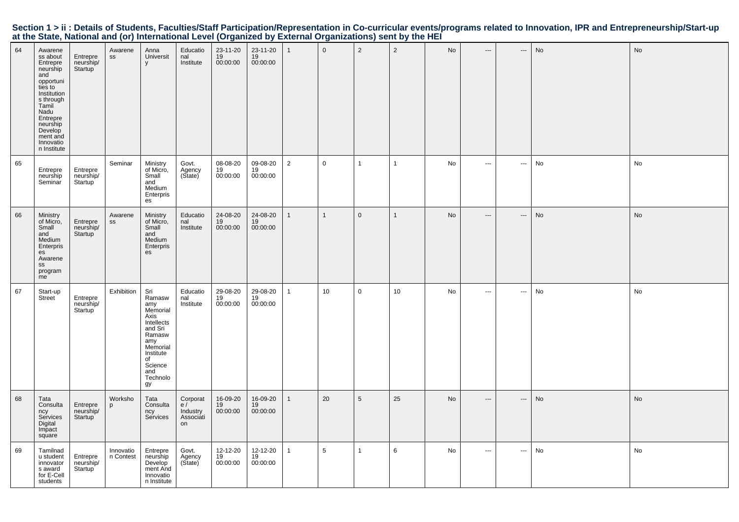**Section 1 > ii : Details of Students, Faculties/Staff Participation/Representation in Co-curricular events/programs related to Innovation, IPR and Entrepreneurship/Start-up at the State, National and (or) International Level (Organized by External Organizations) sent by the HEI**

| | | | | | | | | | | | | | | | | |
|---|---|---|---|---|---|---|---|---|---|---|---|---|---|---|---|---|
| 64 | Awareness about Entrepreneurship and opportunities to Institutions through Tamil Nadu Entrepreneurship Development and Innovation Institute | Entrepreneurship/ Startup | Awareness | Anna University | Educational Institute | 23-11-2019 00:00:00 | 23-11-2019 00:00:00 | 1 | 0 | 2 | 2 | No | --- | --- | No | No |
| 65 | Entrepreneurship Seminar | Entrepreneurship/ Startup | Seminar | Ministry of Micro, Small and Medium Enterprises | Govt. Agency (State) | 08-08-2019 00:00:00 | 09-08-2019 00:00:00 | 2 | 0 | 1 | 1 | No | --- | --- | No | No |
| 66 | Ministry of Micro, Small and Medium Enterprises Awareness programme | Entrepreneurship/ Startup | Awareness | Ministry of Micro, Small and Medium Enterprises | Educational Institute | 24-08-2019 00:00:00 | 24-08-2019 00:00:00 | 1 | 1 | 0 | 1 | No | --- | --- | No | No |
| 67 | Start-up Street | Entrepreneurship/ Startup | Exhibition | Sri Ramaswamy Memorial Axis Intellects and Sri Ramaswamy Memorial Institute of Science and Technology | Educational Institute | 29-08-2019 00:00:00 | 29-08-2019 00:00:00 | 1 | 10 | 0 | 10 | No | --- | --- | No | No |
| 68 | Tata Consultancy Services Digital Impact square | Entrepreneurship/ Startup | Workshop | Tata Consultancy Services | Corporate / Industry Association | 16-09-2019 00:00:00 | 16-09-2019 00:00:00 | 1 | 20 | 5 | 25 | No | --- | --- | No | No |
| 69 | Tamilnadu student innovators award for E-Cell students | Entrepreneurship/ Startup | Innovation Contest | Entrepreneurship Development And Innovation Institute | Govt. Agency (State) | 12-12-2019 00:00:00 | 12-12-2019 00:00:00 | 1 | 5 | 1 | 6 | No | --- | --- | No | No |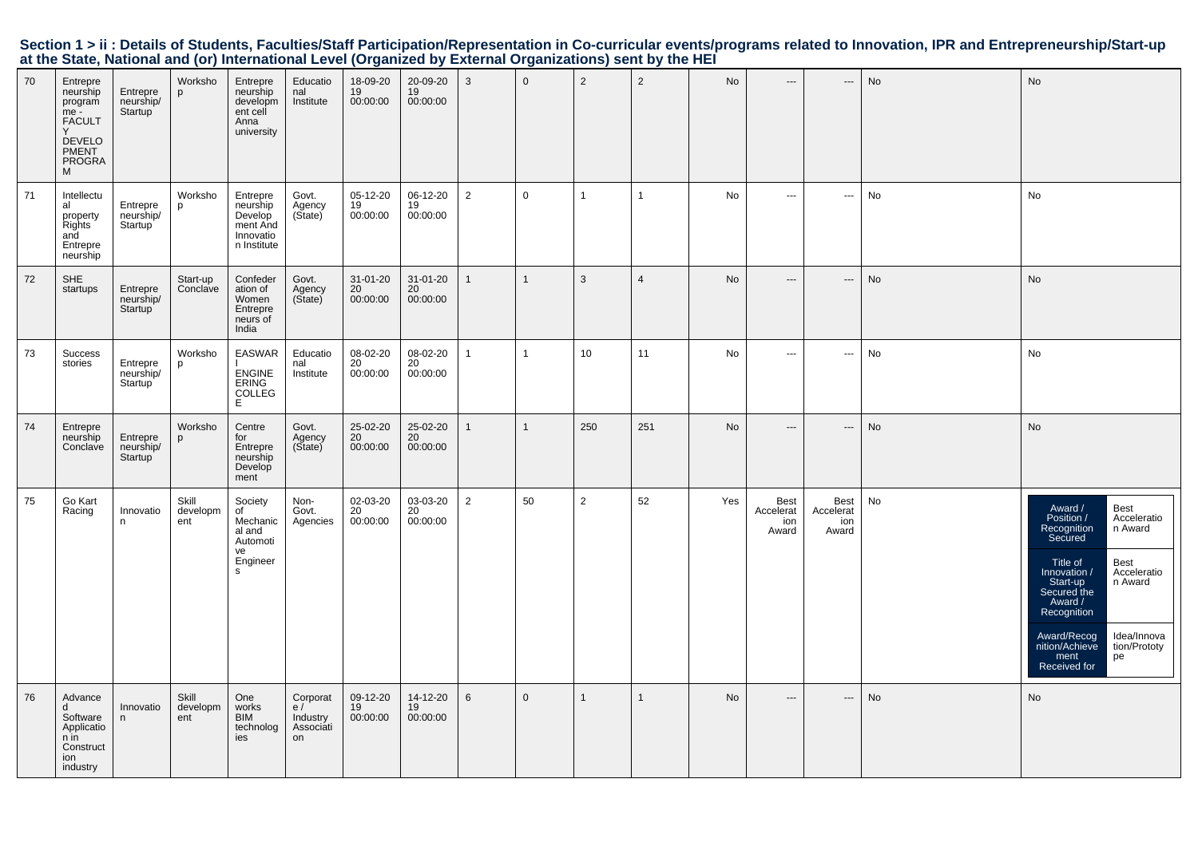## Section 1 > ii : Details of Students, Faculties/Staff Participation/Representation in Co-curricular events/programs related to Innovation, IPR and Entrepreneurship/Start-up at the State, National and (or) International Level (Organized by External Organizations) sent by the HEI

| | | | | | | | | | | | | | | | | |
|---|---|---|---|---|---|---|---|---|---|---|---|---|---|---|---|---|
| 70 | Entrepreneurship programme - FACULTY DEVELOPMENT PROGRAM | Entrepreneurship/Startup | Workshop | Entrepreneurship development cell Anna university | Educational Institute | 18-09-2019 00:00:00 | 20-09-2019 00:00:00 | 3 | 0 | 2 | 2 | No | --- | --- | No | No |
| 71 | Intellectual property Rights and Entrepreneurship | Entrepreneurship/Startup | Workshop | Entrepreneurship Development And Innovation Institute | Govt. Agency (State) | 05-12-2019 00:00:00 | 06-12-2019 00:00:00 | 2 | 0 | 1 | 1 | No | --- | --- | No | No |
| 72 | SHE startups | Entrepreneurship/Startup | Start-up Conclave | Confederation of Women Entrepreneurs of India | Govt. Agency (State) | 31-01-2020 00:00:00 | 31-01-2020 00:00:00 | 1 | 1 | 3 | 4 | No | --- | --- | No | No |
| 73 | Success stories | Entrepreneurship/Startup | Workshop | EASWARI ENGINEERING COLLEGE | Educational Institute | 08-02-2020 00:00:00 | 08-02-2020 00:00:00 | 1 | 1 | 10 | 11 | No | --- | --- | No | No |
| 74 | Entrepreneurship Conclave | Entrepreneurship/Startup | Workshop | Centre for Entrepreneurship Development | Govt. Agency (State) | 25-02-2020 00:00:00 | 25-02-2020 00:00:00 | 1 | 1 | 250 | 251 | No | --- | --- | No | No |
| 75 | Go Kart Racing | Innovation | Skill development | Society of Mechanical and Automotive Engineers | Non-Govt. Agencies | 02-03-2020 00:00:00 | 03-03-2020 00:00:00 | 2 | 50 | 2 | 52 | Yes | Best Acceleration Award | Best Acceleration Award | No | Award / Position / Recognition Secured: Best Acceleration Award; Title of Innovation / Start-up Secured the Award / Recognition: Best Acceleration Award; Award/Recognition/Achievement Received for: Idea/Innovation/Prototype |
| 76 | Advanced Software Application in Construction industry | Innovation | Skill development | One works BIM technologies | Corporate / Industry Association | 09-12-2019 00:00:00 | 14-12-2019 00:00:00 | 6 | 0 | 1 | 1 | No | --- | --- | No | No |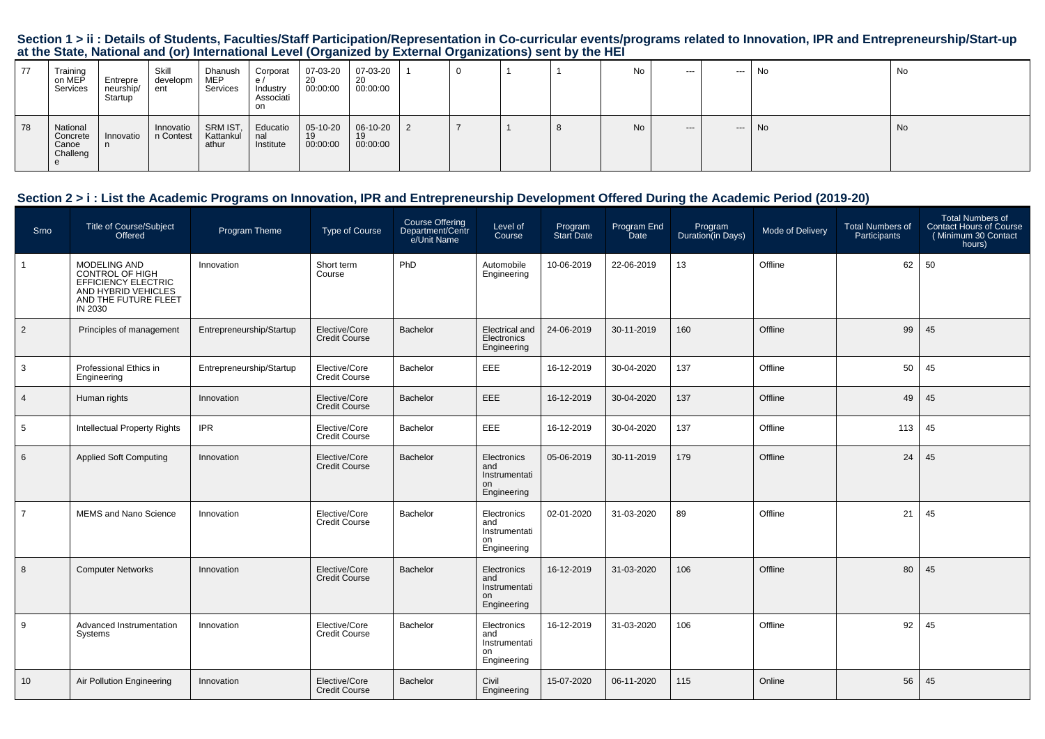## Section 1 > ii : Details of Students, Faculties/Staff Participation/Representation in Co-curricular events/programs related to Innovation, IPR and Entrepreneurship/Start-up at the State, National and (or) International Level (Organized by External Organizations) sent by the HEI

| | | | | | | | | | | | | | | | | |
|---|---|---|---|---|---|---|---|---|---|---|---|---|---|---|---|---|
| 77 | Training on MEP Services | Entrepreneurship/Startup | Skill development | Dhanush MEP Services | Corporate / Industry Association | 07-03-2020 00:00:00 | 07-03-2020 00:00:00 | 1 | 0 | 1 | 1 | No | --- | --- | No | No |
| 78 | National Concrete Canoe Challenge | Innovation | Innovation Contest | SRM IST, Kattankulathur | Educational Institute | 05-10-2019 00:00:00 | 06-10-2019 00:00:00 | 2 | 7 | 1 | 8 | No | --- | --- | No | No |

## Section 2 > i : List the Academic Programs on Innovation, IPR and Entrepreneurship Development Offered During the Academic Period (2019-20)

| Srno | Title of Course/Subject Offered | Program Theme | Type of Course | Course Offering Department/Centre/Unit Name | Level of Course | Program Start Date | Program End Date | Program Duration(in Days) | Mode of Delivery | Total Numbers of Participants | Total Numbers of Contact Hours of Course ( Minimum 30 Contact hours) |
|---|---|---|---|---|---|---|---|---|---|---|---|
| 1 | MODELING AND CONTROL OF HIGH EFFICIENCY ELECTRIC AND HYBRID VEHICLES AND THE FUTURE FLEET IN 2030 | Innovation | Short term Course | PhD | Automobile Engineering | 10-06-2019 | 22-06-2019 | 13 | Offline | 62 | 50 |
| 2 | Principles of management | Entrepreneurship/Startup | Elective/Core Credit Course | Bachelor | Electrical and Electronics Engineering | 24-06-2019 | 30-11-2019 | 160 | Offline | 99 | 45 |
| 3 | Professional Ethics in Engineering | Entrepreneurship/Startup | Elective/Core Credit Course | Bachelor | EEE | 16-12-2019 | 30-04-2020 | 137 | Offline | 50 | 45 |
| 4 | Human rights | Innovation | Elective/Core Credit Course | Bachelor | EEE | 16-12-2019 | 30-04-2020 | 137 | Offline | 49 | 45 |
| 5 | Intellectual Property Rights | IPR | Elective/Core Credit Course | Bachelor | EEE | 16-12-2019 | 30-04-2020 | 137 | Offline | 113 | 45 |
| 6 | Applied Soft Computing | Innovation | Elective/Core Credit Course | Bachelor | Electronics and Instrumentation Engineering | 05-06-2019 | 30-11-2019 | 179 | Offline | 24 | 45 |
| 7 | MEMS and Nano Science | Innovation | Elective/Core Credit Course | Bachelor | Electronics and Instrumentation Engineering | 02-01-2020 | 31-03-2020 | 89 | Offline | 21 | 45 |
| 8 | Computer Networks | Innovation | Elective/Core Credit Course | Bachelor | Electronics and Instrumentation Engineering | 16-12-2019 | 31-03-2020 | 106 | Offline | 80 | 45 |
| 9 | Advanced Instrumentation Systems | Innovation | Elective/Core Credit Course | Bachelor | Electronics and Instrumentation Engineering | 16-12-2019 | 31-03-2020 | 106 | Offline | 92 | 45 |
| 10 | Air Pollution Engineering | Innovation | Elective/Core Credit Course | Bachelor | Civil Engineering | 15-07-2020 | 06-11-2020 | 115 | Online | 56 | 45 |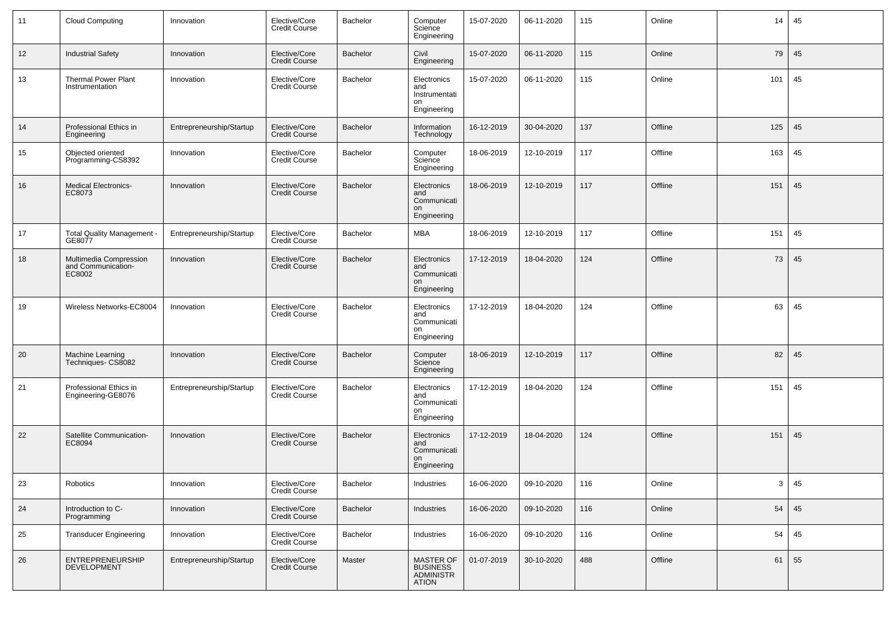| 11 | Cloud Computing | Innovation | Elective/Core Credit Course | Bachelor | Computer Science Engineering | 15-07-2020 | 06-11-2020 | 115 | Online | 14 | 45 |
|---|---|---|---|---|---|---|---|---|---|---|---|
| 12 | Industrial Safety | Innovation | Elective/Core Credit Course | Bachelor | Civil Engineering | 15-07-2020 | 06-11-2020 | 115 | Online | 79 | 45 |
| 13 | Thermal Power Plant Instrumentation | Innovation | Elective/Core Credit Course | Bachelor | Electronics and Instrumentation Engineering | 15-07-2020 | 06-11-2020 | 115 | Online | 101 | 45 |
| 14 | Professional Ethics in Engineering | Entrepreneurship/Startup | Elective/Core Credit Course | Bachelor | Information Technology | 16-12-2019 | 30-04-2020 | 137 | Offline | 125 | 45 |
| 15 | Objected oriented Programming-CS8392 | Innovation | Elective/Core Credit Course | Bachelor | Computer Science Engineering | 18-06-2019 | 12-10-2019 | 117 | Offline | 163 | 45 |
| 16 | Medical Electronics-EC8073 | Innovation | Elective/Core Credit Course | Bachelor | Electronics and Communication Engineering | 18-06-2019 | 12-10-2019 | 117 | Offline | 151 | 45 |
| 17 | Total Quality Management - GE8077 | Entrepreneurship/Startup | Elective/Core Credit Course | Bachelor | MBA | 18-06-2019 | 12-10-2019 | 117 | Offline | 151 | 45 |
| 18 | Multimedia Compression and Communication-EC8002 | Innovation | Elective/Core Credit Course | Bachelor | Electronics and Communication Engineering | 17-12-2019 | 18-04-2020 | 124 | Offline | 73 | 45 |
| 19 | Wireless Networks-EC8004 | Innovation | Elective/Core Credit Course | Bachelor | Electronics and Communication Engineering | 17-12-2019 | 18-04-2020 | 124 | Offline | 63 | 45 |
| 20 | Machine Learning Techniques- CS8082 | Innovation | Elective/Core Credit Course | Bachelor | Computer Science Engineering | 18-06-2019 | 12-10-2019 | 117 | Offline | 82 | 45 |
| 21 | Professional Ethics in Engineering-GE8076 | Entrepreneurship/Startup | Elective/Core Credit Course | Bachelor | Electronics and Communication Engineering | 17-12-2019 | 18-04-2020 | 124 | Offline | 151 | 45 |
| 22 | Satellite Communication-EC8094 | Innovation | Elective/Core Credit Course | Bachelor | Electronics and Communication Engineering | 17-12-2019 | 18-04-2020 | 124 | Offline | 151 | 45 |
| 23 | Robotics | Innovation | Elective/Core Credit Course | Bachelor | Industries | 16-06-2020 | 09-10-2020 | 116 | Online | 3 | 45 |
| 24 | Introduction to C-Programming | Innovation | Elective/Core Credit Course | Bachelor | Industries | 16-06-2020 | 09-10-2020 | 116 | Online | 54 | 45 |
| 25 | Transducer Engineering | Innovation | Elective/Core Credit Course | Bachelor | Industries | 16-06-2020 | 09-10-2020 | 116 | Online | 54 | 45 |
| 26 | ENTREPRENEURSHIP DEVELOPMENT | Entrepreneurship/Startup | Elective/Core Credit Course | Master | MASTER OF BUSINESS ADMINISTRATION | 01-07-2019 | 30-10-2020 | 488 | Offline | 61 | 55 |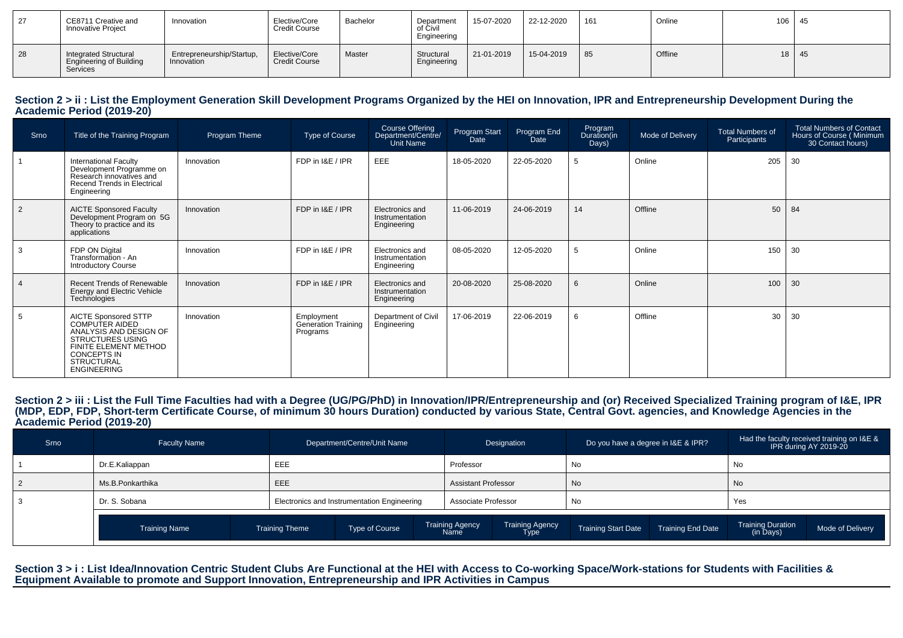| 27 | CE8711 Creative and Innovative Project | Innovation | Elective/Core Credit Course | Bachelor | Department of Civil Engineering | 15-07-2020 | 22-12-2020 | 161 | Online | 106 | 45 |
|---|---|---|---|---|---|---|---|---|---|---|---|
| 28 | Integrated Structural Engineering of Building Services | Entrepreneurship/Startup, Innovation | Elective/Core Credit Course | Master | Structural Engineering | 21-01-2019 | 15-04-2019 | 85 | Offline | 18 | 45 |

## Section 2 > ii : List the Employment Generation Skill Development Programs Organized by the HEI on Innovation, IPR and Entrepreneurship Development During the Academic Period (2019-20)

| Srno | Title of the Training Program | Program Theme | Type of Course | Course Offering Department/Centre/ Unit Name | Program Start Date | Program End Date | Program Duration(in Days) | Mode of Delivery | Total Numbers of Participants | Total Numbers of Contact Hours of Course ( Minimum 30 Contact hours) |
|---|---|---|---|---|---|---|---|---|---|---|
| 1 | International Faculty Development Programme on Research innovatives and Recend Trends in Electrical Engineering | Innovation | FDP in I&E / IPR | EEE | 18-05-2020 | 22-05-2020 | 5 | Online | 205 | 30 |
| 2 | AICTE Sponsored Faculty Development Program on 5G Theory to practice and its applications | Innovation | FDP in I&E / IPR | Electronics and Instrumentation Engineering | 11-06-2019 | 24-06-2019 | 14 | Offline | 50 | 84 |
| 3 | FDP ON Digital Transformation - An Introductory Course | Innovation | FDP in I&E / IPR | Electronics and Instrumentation Engineering | 08-05-2020 | 12-05-2020 | 5 | Online | 150 | 30 |
| 4 | Recent Trends of Renewable Energy and Electric Vehicle Technologies | Innovation | FDP in I&E / IPR | Electronics and Instrumentation Engineering | 20-08-2020 | 25-08-2020 | 6 | Online | 100 | 30 |
| 5 | AICTE Sponsored STTP COMPUTER AIDED ANALYSIS AND DESIGN OF STRUCTURES USING FINITE ELEMENT METHOD CONCEPTS IN STRUCTURAL ENGINEERING | Innovation | Employment Generation Training Programs | Department of Civil Engineering | 17-06-2019 | 22-06-2019 | 6 | Offline | 30 | 30 |

## Section 2 > iii : List the Full Time Faculties had with a Degree (UG/PG/PhD) in Innovation/IPR/Entrepreneurship and (or) Received Specialized Training program of I&E, IPR (MDP, EDP, FDP, Short-term Certificate Course, of minimum 30 hours Duration) conducted by various State, Central Govt. agencies, and Knowledge Agencies in the Academic Period (2019-20)

| Srno | Faculty Name | Department/Centre/Unit Name | Designation | Do you have a degree in I&E & IPR? | Had the faculty received training on I&E & IPR during AY 2019-20 |
|---|---|---|---|---|---|
| 1 | Dr.E.Kaliappan | EEE | Professor | No | No |
| 2 | Ms.B.Ponkarthika | EEE | Assistant Professor | No | No |
| 3 | Dr. S. Sobana | Electronics and Instrumentation Engineering | Associate Professor | No | Yes |

| Training Name | Training Theme | Type of Course | Training Agency Name | Training Agency Type | Training Start Date | Training End Date | Training Duration (in Days) | Mode of Delivery |
|---|---|---|---|---|---|---|---|---|

## Section 3 > i : List Idea/Innovation Centric Student Clubs Are Functional at the HEI with Access to Co-working Space/Work-stations for Students with Facilities & Equipment Available to promote and Support Innovation, Entrepreneurship and IPR Activities in Campus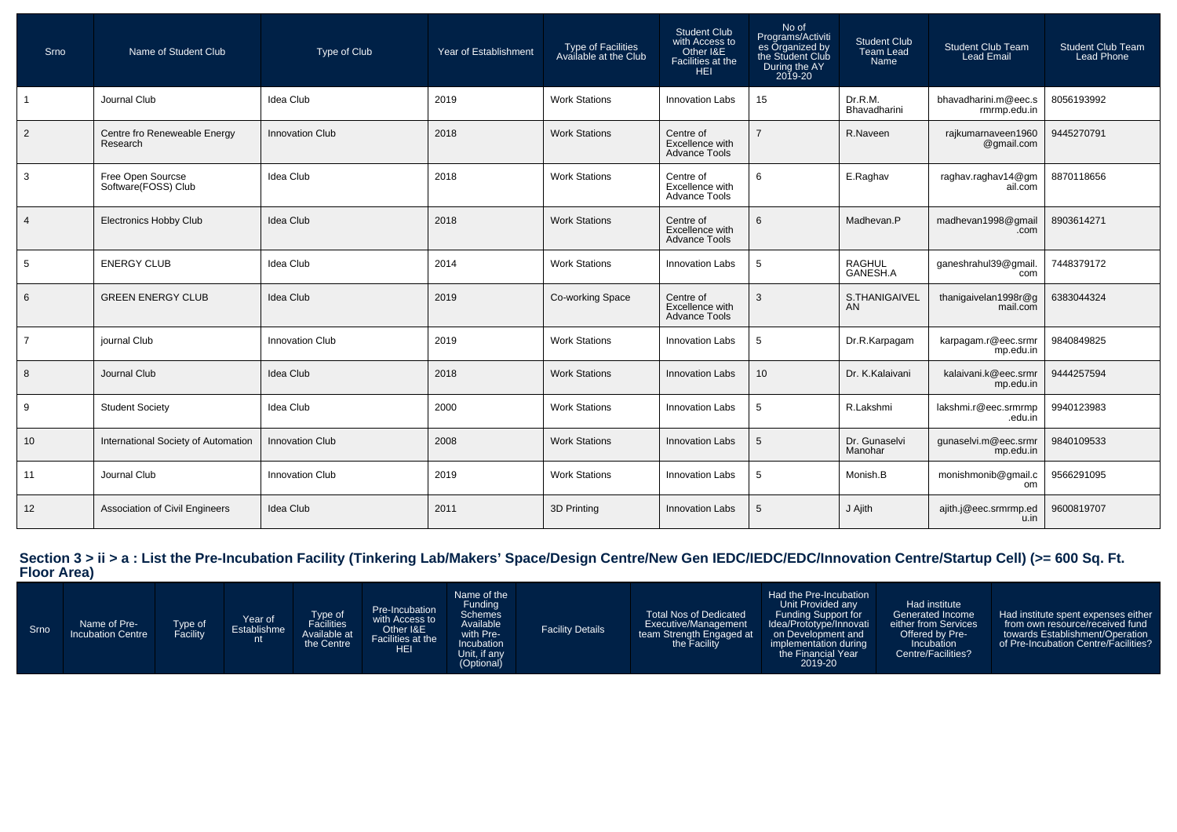| Srno | Name of Student Club | Type of Club | Year of Establishment | Type of Facilities Available at the Club | Student Club with Access to Other I&E Facilities at the HEI | No of Programs/Activities Organized by the Student Club During the AY 2019-20 | Student Club Team Lead Name | Student Club Team Lead Email | Student Club Team Lead Phone |
|---|---|---|---|---|---|---|---|---|---|
| 1 | Journal Club | Idea Club | 2019 | Work Stations | Innovation Labs | 15 | Dr.R.M. Bhavadharini | bhavadharini.m@eec.srmrmp.edu.in | 8056193992 |
| 2 | Centre fro Reneweable Energy Research | Innovation Club | 2018 | Work Stations | Centre of Excellence with Advance Tools | 7 | R.Naveen | rajkumarnaveen1960@gmail.com | 9445270791 |
| 3 | Free Open Sourcse Software(FOSS) Club | Idea Club | 2018 | Work Stations | Centre of Excellence with Advance Tools | 6 | E.Raghav | raghav.raghav14@gmail.com | 8870118656 |
| 4 | Electronics Hobby Club | Idea Club | 2018 | Work Stations | Centre of Excellence with Advance Tools | 6 | Madhevan.P | madhevan1998@gmail.com | 8903614271 |
| 5 | ENERGY CLUB | Idea Club | 2014 | Work Stations | Innovation Labs | 5 | RAGHUL GANESH.A | ganeshrahul39@gmail.com | 7448379172 |
| 6 | GREEN ENERGY CLUB | Idea Club | 2019 | Co-working Space | Centre of Excellence with Advance Tools | 3 | S.THANIGAIVELAN | thanigaivelan1998r@gmail.com | 6383044324 |
| 7 | journal Club | Innovation Club | 2019 | Work Stations | Innovation Labs | 5 | Dr.R.Karpagam | karpagam.r@eec.srmrmp.edu.in | 9840849825 |
| 8 | Journal Club | Idea Club | 2018 | Work Stations | Innovation Labs | 10 | Dr. K.Kalaivani | kalaivani.k@eec.srmrmp.edu.in | 9444257594 |
| 9 | Student Society | Idea Club | 2000 | Work Stations | Innovation Labs | 5 | R.Lakshmi | lakshmi.r@eec.srmrmp.edu.in | 9940123983 |
| 10 | International Society of Automation | Innovation Club | 2008 | Work Stations | Innovation Labs | 5 | Dr. Gunaselvi Manohar | gunaselvi.m@eec.srmrmp.edu.in | 9840109533 |
| 11 | Journal Club | Innovation Club | 2019 | Work Stations | Innovation Labs | 5 | Monish.B | monishmonib@gmail.com | 9566291095 |
| 12 | Association of Civil Engineers | Idea Club | 2011 | 3D Printing | Innovation Labs | 5 | J Ajith | ajith.j@eec.srmrmp.edu.in | 9600819707 |

## Section 3 > ii > a : List the Pre-Incubation Facility (Tinkering Lab/Makers' Space/Design Centre/New Gen IEDC/IEDC/EDC/Innovation Centre/Startup Cell) (>= 600 Sq. Ft. Floor Area)

| Srno | Name of Pre-Incubation Centre | Type of Facility | Year of Establishment | Type of Facilities Available at the Centre | Pre-Incubation with Access to Other I&E Facilities at the HEI | Name of the Funding Schemes Available with Pre-Incubation Unit, if any (Optional) | Facility Details | Total Nos of Dedicated Executive/Management team Strength Engaged at the Facility | Had the Pre-Incubation Unit Provided any Funding Support for Idea/Prototype/Innovation on Development and implementation during the Financial Year 2019-20 | Had institute Generated Income either from Services Offered by Pre-Incubation Centre/Facilities? | Had institute spent expenses either from own resource/received fund towards Establishment/Operation of Pre-Incubation Centre/Facilities? |
|---|---|---|---|---|---|---|---|---|---|---|---|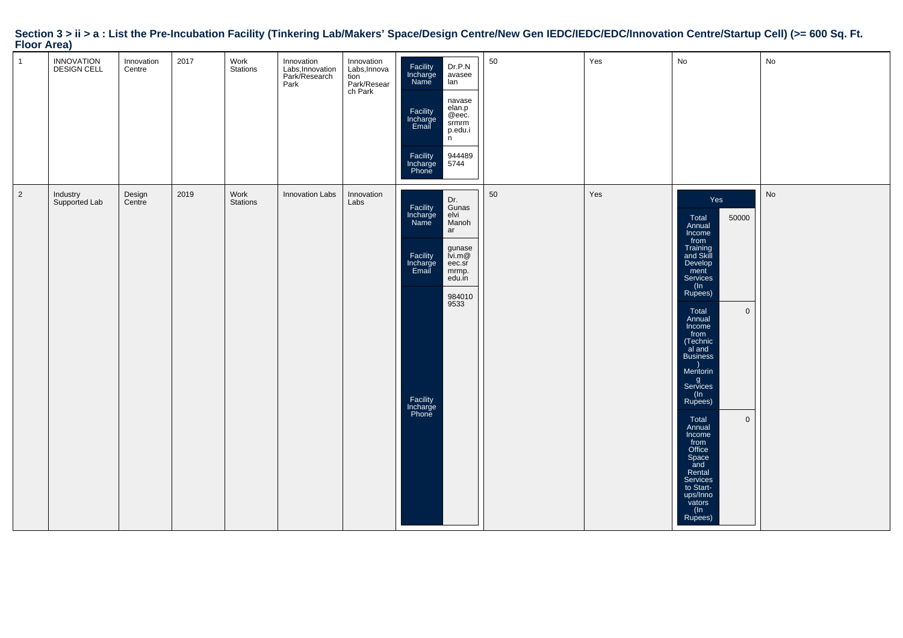## Section 3 > ii > a : List the Pre-Incubation Facility (Tinkering Lab/Makers' Space/Design Centre/New Gen IEDC/IEDC/EDC/Innovation Centre/Startup Cell) (>= 600 Sq. Ft. Floor Area)

| | | | | | | | | | | | |
|---|---|---|---|---|---|---|---|---|---|---|---|
| 1 | INNOVATION DESIGN CELL | Innovation Centre | 2017 | Work Stations | Innovation Labs,Innovation Park/Research Park | Innovation Labs,Innovation Park/Research Park | Facility Incharge Name: Dr.P.Navaseelan<br>Facility Incharge Email: navaseelan.p@eec.srmrmp.edu.in<br>Facility Incharge Phone: 9444895744 | 50 | Yes | No | No |
| 2 | Industry Supported Lab | Design Centre | 2019 | Work Stations | Innovation Labs | Innovation Labs | Facility Incharge Name: Dr. Gunaselvi Manohar<br>Facility Incharge Email: gunaselvi.m@eec.srmrmp.edu.in<br>Facility Incharge Phone: 9840109533 | 50 | Yes | Yes<br>Total Annual Income from Training and Skill Development Services (In Rupees): 50000<br>Total Annual Income from (Technical and Business) Mentoring Services (In Rupees): 0<br>Total Annual Income from Office Space and Rental Services to Start-ups/Innovators (In Rupees): 0 | No |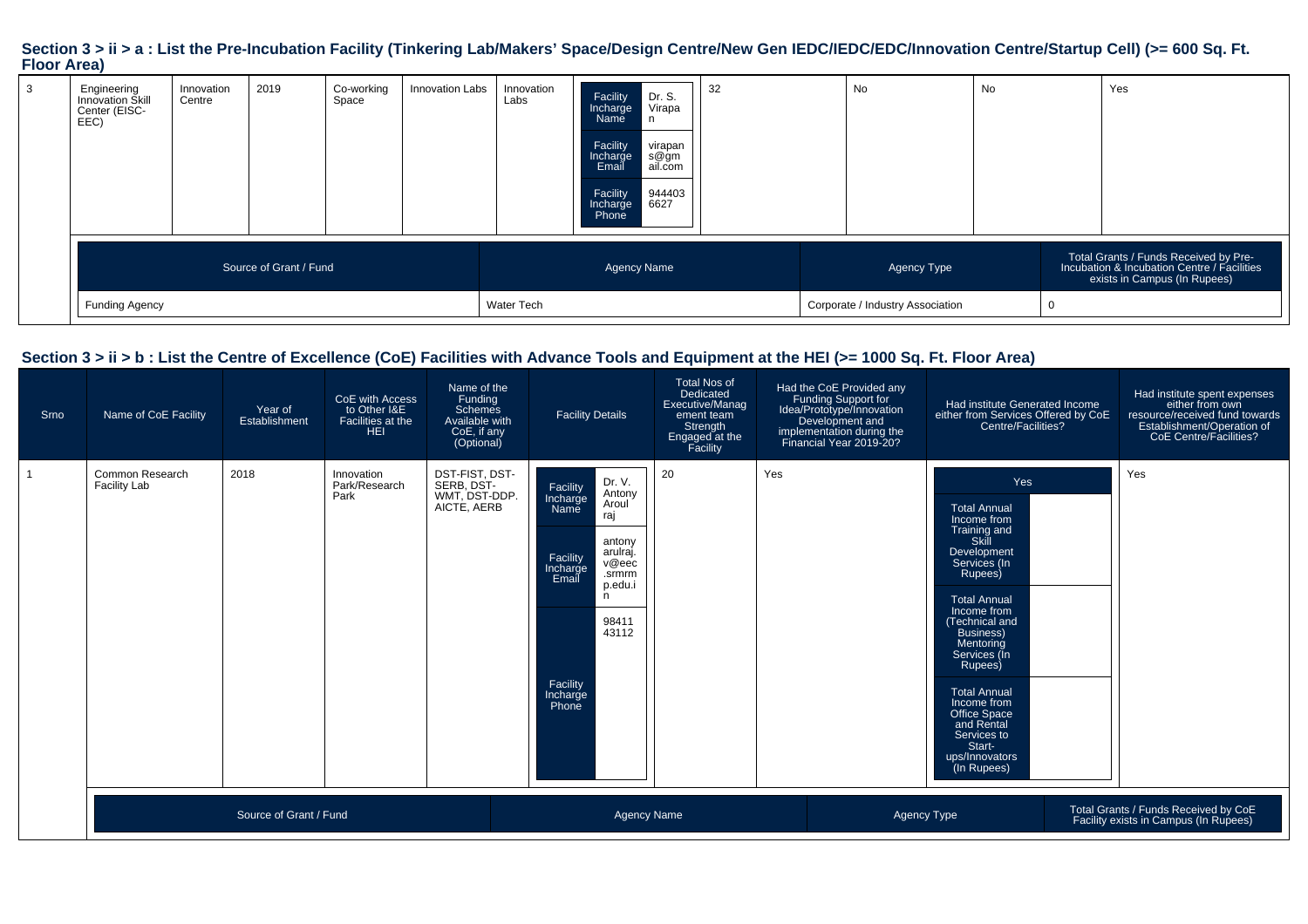## Section 3 > ii > a : List the Pre-Incubation Facility (Tinkering Lab/Makers' Space/Design Centre/New Gen IEDC/IEDC/EDC/Innovation Centre/Startup Cell) (>= 600 Sq. Ft. Floor Area)

| | | | | | | | | | | | |
|---|---|---|---|---|---|---|---|---|---|---|---|
| 3 | Engineering Innovation Skill Center (EISC-EEC) | Innovation Centre | 2019 | Co-working Space | Innovation Labs | Innovation Labs | Facility Incharge Name: Dr. S. Virapan<br>Facility Incharge Email: virapans@gmail.com<br>Facility Incharge Phone: 9444036627 | 32 | No | No | Yes |

| Source of Grant / Fund | Agency Name | Agency Type | Total Grants / Funds Received by Pre-Incubation & Incubation Centre / Facilities exists in Campus (In Rupees) |
|---|---|---|---|
| Funding Agency | Water Tech | Corporate / Industry Association | 0 |

## Section 3 > ii > b : List the Centre of Excellence (CoE) Facilities with Advance Tools and Equipment at the HEI (>= 1000 Sq. Ft. Floor Area)

| Srno | Name of CoE Facility | Year of Establishment | CoE with Access to Other I&E Facilities at the HEI | Name of the Funding Schemes Available with CoE, if any (Optional) | Facility Details | Total Nos of Dedicated Executive/Management team Strength Engaged at the Facility | Had the CoE Provided any Funding Support for Idea/Prototype/Innovation Development and implementation during the Financial Year 2019-20? | Had institute Generated Income either from Services Offered by CoE Centre/Facilities? | Had institute spent expenses either from own resource/received fund towards Establishment/Operation of CoE Centre/Facilities? |
|---|---|---|---|---|---|---|---|---|---|
| 1 | Common Research Facility Lab | 2018 | Innovation Park/Research Park | DST-FIST, DST-SERB, DST-WMT, DST-DDP. AICTE, AERB | Facility Incharge Name: Dr. V. Antony Arulraj<br>Facility Incharge Email: antonyarulraj.v@eec.srmrmp.edu.in<br>Facility Incharge Phone: 9841143112 | 20 | Yes | Yes<br>Total Annual Income from Training and Skill Development Services (In Rupees):<br>Total Annual Income from (Technical and Business) Mentoring Services (In Rupees):<br>Total Annual Income from Office Space and Rental Services to Start-ups/Innovators (In Rupees): | Yes |

| Source of Grant / Fund | Agency Name | Agency Type | Total Grants / Funds Received by CoE Facility exists in Campus (In Rupees) |
|---|---|---|---|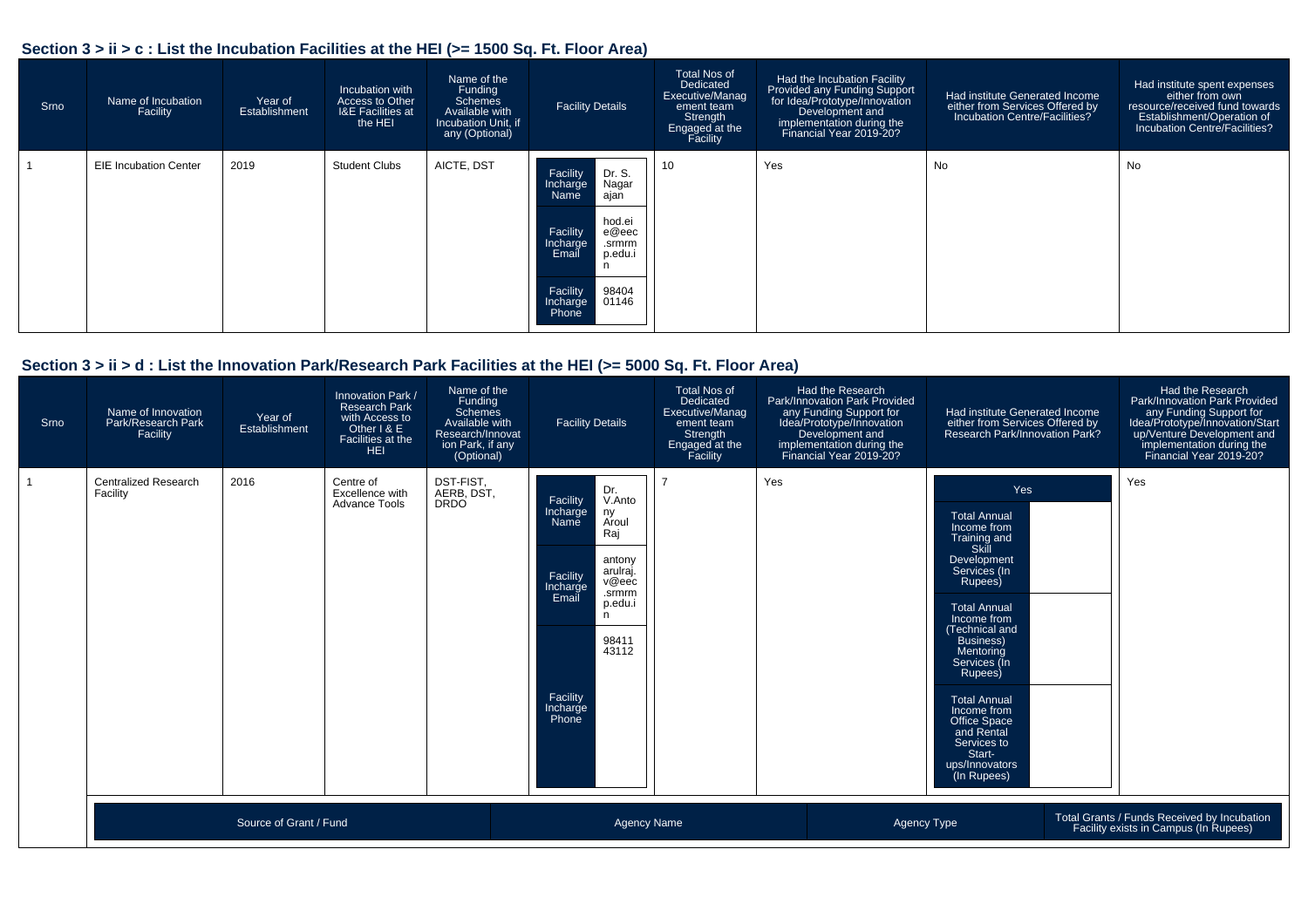## Section 3 > ii > c : List the Incubation Facilities at the HEI (>= 1500 Sq. Ft. Floor Area)

| Srno | Name of Incubation Facility | Year of Establishment | Incubation with Access to Other I&E Facilities at the HEI | Name of the Funding Schemes Available with Incubation Unit, if any (Optional) | Facility Details | Total Nos of Dedicated Executive/Management team Strength Engaged at the Facility | Had the Incubation Facility Provided any Funding Support for Idea/Prototype/Innovation Development and implementation during the Financial Year 2019-20? | Had institute Generated Income either from Services Offered by Incubation Centre/Facilities? | Had institute spent expenses either from own resource/received fund towards Establishment/Operation of Incubation Centre/Facilities? |
|---|---|---|---|---|---|---|---|---|---|
| 1 | EIE Incubation Center | 2019 | Student Clubs | AICTE, DST | Facility Incharge Name: Dr. S. Nagarajan<br>Facility Incharge Email: hod.eiee@eec.srmrmp.edu.in<br>Facility Incharge Phone: 9840401146 | 10 | Yes | No | No |

## Section 3 > ii > d : List the Innovation Park/Research Park Facilities at the HEI (>= 5000 Sq. Ft. Floor Area)

| Srno | Name of Innovation Park/Research Park Facility | Year of Establishment | Innovation Park / Research Park with Access to Other I & E Facilities at the HEI | Name of the Funding Schemes Available with Research/Innovation Park, if any (Optional) | Facility Details | Total Nos of Dedicated Executive/Management team Strength Engaged at the Facility | Had the Research Park/Innovation Park Provided any Funding Support for Idea/Prototype/Innovation Development and implementation during the Financial Year 2019-20? | Had institute Generated Income either from Services Offered by Research Park/Innovation Park? | Had the Research Park/Innovation Park Provided any Funding Support for Idea/Prototype/Innovation/Start up/Venture Development and implementation during the Financial Year 2019-20? |
|---|---|---|---|---|---|---|---|---|---|
| 1 | Centralized Research Facility | 2016 | Centre of Excellence with Advance Tools | DST-FIST, AERB, DST, DRDO | Facility Incharge Name: Dr. V.Antony Aroul Raj<br>Facility Incharge Email: antonyarulraj.v@eec.srmrmp.edu.in<br>Facility Incharge Phone: 9841143112 | 7 | Yes | Yes<br>Total Annual Income from Training and Skill Development Services (In Rupees):<br>Total Annual Income from (Technical and Business) Mentoring Services (In Rupees):<br>Total Annual Income from Office Space and Rental Services to Start-ups/Innovators (In Rupees): | Yes |

| Source of Grant / Fund | Agency Name | Agency Type | Total Grants / Funds Received by Incubation Facility exists in Campus (In Rupees) |
|---|---|---|---|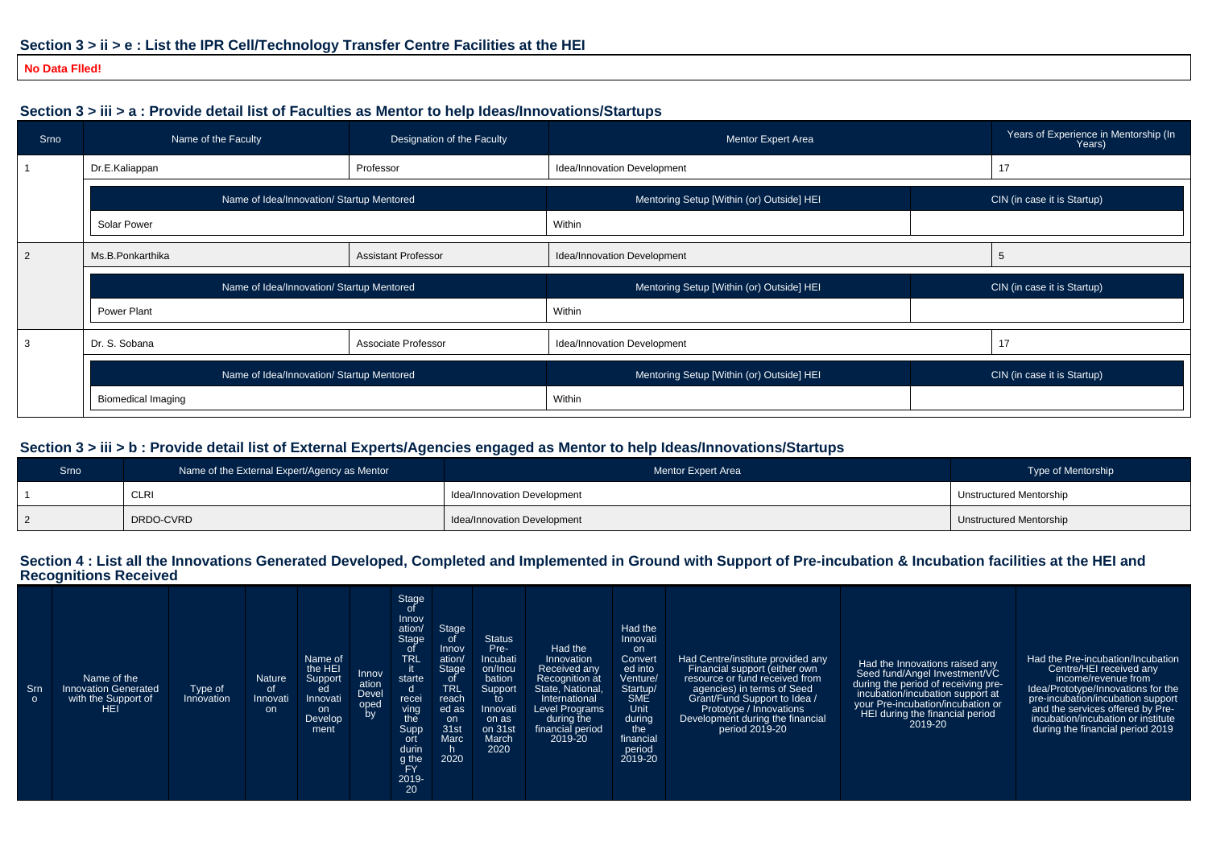## Section 3 > ii > e : List the IPR Cell/Technology Transfer Centre Facilities at the HEI

**No Data FIled!**

## Section 3 > iii > a : Provide detail list of Faculties as Mentor to help Ideas/Innovations/Startups

| Srno | Name of the Faculty | Designation of the Faculty | Mentor Expert Area | Years of Experience in Mentorship (In Years) |
|---|---|---|---|---|
| 1 | Dr.E.Kaliappan | Professor | Idea/Innovation Development | 17 |

| Name of Idea/Innovation/ Startup Mentored | Mentoring Setup [Within (or) Outside] HEI | CIN (in case it is Startup) |
|---|---|---|
| Solar Power | Within | |

| Srno | Name of the Faculty | Designation of the Faculty | Mentor Expert Area | Years of Experience in Mentorship (In Years) |
|---|---|---|---|---|
| 2 | Ms.B.Ponkarthika | Assistant Professor | Idea/Innovation Development | 5 |

| Name of Idea/Innovation/ Startup Mentored | Mentoring Setup [Within (or) Outside] HEI | CIN (in case it is Startup) |
|---|---|---|
| Power Plant | Within | |

| Srno | Name of the Faculty | Designation of the Faculty | Mentor Expert Area | Years of Experience in Mentorship (In Years) |
|---|---|---|---|---|
| 3 | Dr. S. Sobana | Associate Professor | Idea/Innovation Development | 17 |

| Name of Idea/Innovation/ Startup Mentored | Mentoring Setup [Within (or) Outside] HEI | CIN (in case it is Startup) |
|---|---|---|
| Biomedical Imaging | Within | |

## Section 3 > iii > b : Provide detail list of External Experts/Agencies engaged as Mentor to help Ideas/Innovations/Startups

| Srno | Name of the External Expert/Agency as Mentor | Mentor Expert Area | Type of Mentorship |
|---|---|---|---|
| 1 | CLRI | Idea/Innovation Development | Unstructured Mentorship |
| 2 | DRDO-CVRD | Idea/Innovation Development | Unstructured Mentorship |

## Section 4 : List all the Innovations Generated Developed, Completed and Implemented in Ground with Support of Pre-incubation & Incubation facilities at the HEI and Recognitions Received

| Srno | Name of the Innovation Generated with the Support of HEI | Type of Innovation | Nature of Innovation | Name of the HEI Supported Innovation Development | Innovation Developed by | Stage of Innovation/ Stage of TRL it started receiving the Support during the FY 2019-20 | Stage of Innovation/ Stage of TRL reached as on 31st March 2020 | Status Pre-Incubation/Incubation Support to Innovation as on 31st March 2020 | Had the Innovation Received any Recognition at State, National, International Level Programs during the financial period 2019-20 | Had the Innovation Converted into Venture/ Startup/ SME Unit during the financial period 2019-20 | Had Centre/institute provided any Financial support (either own resource or fund received from agencies) in terms of Seed Grant/Fund Support to Idea / Prototype / Innovations Development during the financial period 2019-20 | Had the Innovations raised any Seed fund/Angel Investment/VC during the period of receiving pre-incubation/incubation support at your Pre-incubation/incubation or HEI during the financial period 2019-20 | Had the Pre-incubation/Incubation Centre/HEI received any income/revenue from Idea/Prototype/Innovations for the pre-incubation/incubation support and the services offered by Pre-incubation/incubation or institute during the financial period 2019 |
|---|---|---|---|---|---|---|---|---|---|---|---|---|---|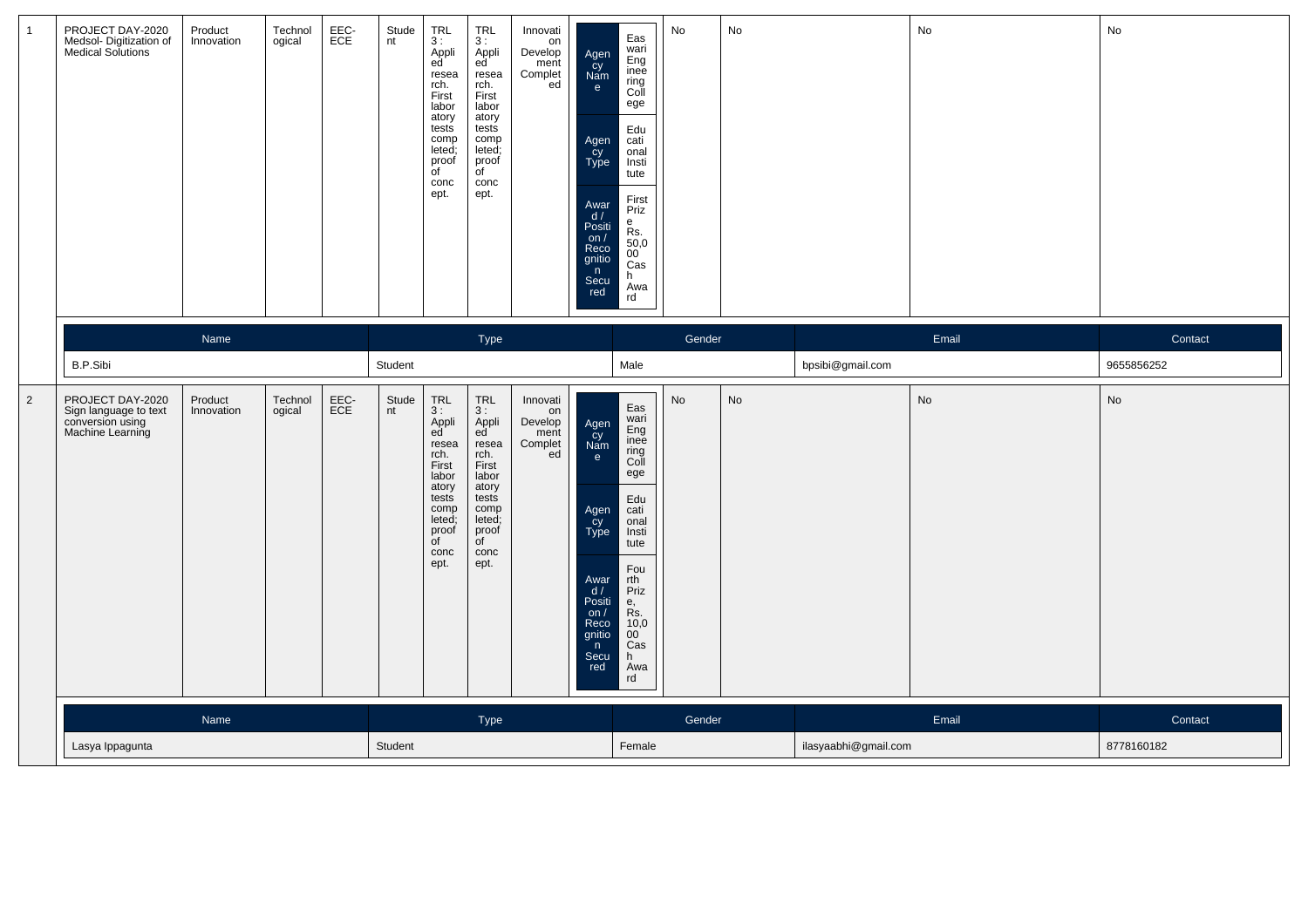| 1 | PROJECT DAY-2020 Medsol- Digitization of Medical Solutions | Product Innovation | Technological | EEC-ECE | Student | TRL 3 : Applied research. First laboratory tests completed; proof of concept. | TRL 3 : Applied research. First laboratory tests completed; proof of concept. | Innovation Development Completed | Agency Name: Easwari Engineering College<br>Agency Type: Educational Institute<br>Award / Position / Recognition Secured: First Prize Rs. 50,000 Cash Award | No | No | No | No |
|---|---|---|---|---|---|---|---|---|---|---|---|---|---|

| Name | Type | Gender | Email | Contact |
|---|---|---|---|---|
| B.P.Sibi | Student | Male | bpsibi@gmail.com | 9655856252 |

| 2 | PROJECT DAY-2020 Sign language to text conversion using Machine Learning | Product Innovation | Technological | EEC-ECE | Student | TRL 3 : Applied research. First laboratory tests completed; proof of concept. | TRL 3 : Applied research. First laboratory tests completed; proof of concept. | Innovation Development Completed | Agency Name: Easwari Engineering College<br>Agency Type: Educational Institute<br>Award / Position / Recognition Secured: Fourth Prize, Rs. 10,000 Cash Award | No | No | No | No |
|---|---|---|---|---|---|---|---|---|---|---|---|---|---|

| Name | Type | Gender | Email | Contact |
|---|---|---|---|---|
| Lasya Ippagunta | Student | Female | ilasyaabhi@gmail.com | 8778160182 |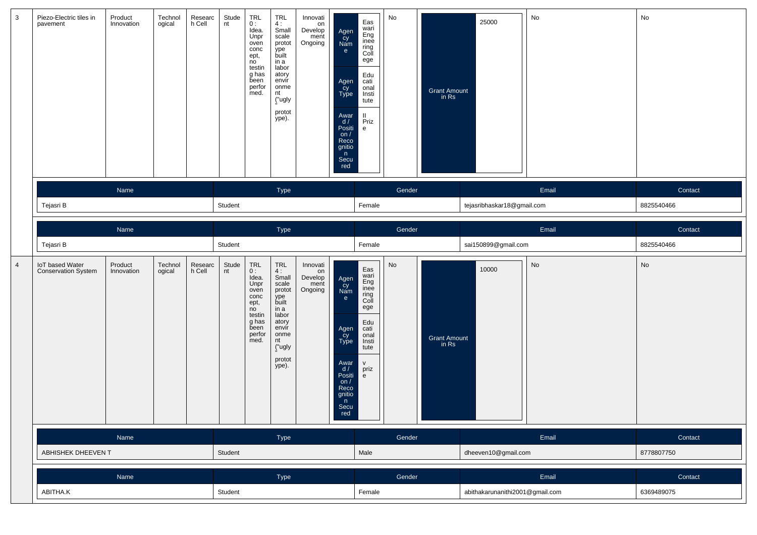| 3 | Piezo-Electric tiles in pavement | Product Innovation | Technological | Research Cell | Student | TRL 0 : Idea. Unproven concept, no testing has been performed. | TRL 4 : Small scale prototype built in a laboratory environment ("ugly" prototype). | Innovation Development Ongoing | Agency Name: Easwari Engineering College; Agency Type: Educational Institute; Award / Position / Recognition Secured: II Prize | No | Grant Amount in Rs: 25000 | No | No |
|---|---|---|---|---|---|---|---|---|---|---|---|---|---|
| 4 | IoT based Water Conservation System | Product Innovation | Technological | Research Cell | Student | TRL 0 : Idea. Unproven concept, no testing has been performed. | TRL 4 : Small scale prototype built in a laboratory environment ("ugly" prototype). | Innovation Development Ongoing | Agency Name: Easwari Engineering College; Agency Type: Educational Institute; Award / Position / Recognition Secured: v prize | No | Grant Amount in Rs: 10000 | No | No |

Team members (3):

| Name | Type | Gender | Email | Contact |
|---|---|---|---|---|
| Tejasri B | Student | Female | tejasribhaskar18@gmail.com | 8825540466 |
| Tejasri B | Student | Female | sai150899@gmail.com | 8825540466 |

Team members (4):

| Name | Type | Gender | Email | Contact |
|---|---|---|---|---|
| ABHISHEK DHEEVEN T | Student | Male | dheeven10@gmail.com | 8778807750 |
| ABITHA.K | Student | Female | abithakarunanithi2001@gmail.com | 6369489075 |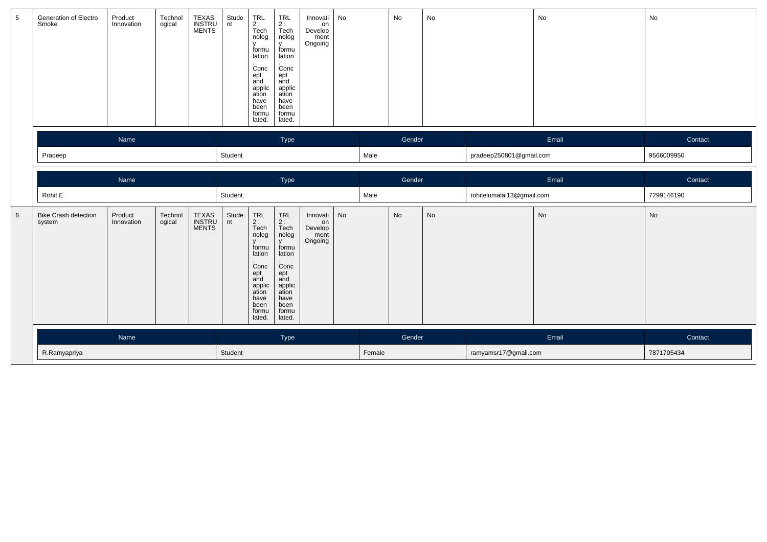| 5 | Generation of Electro Smoke | Product Innovation | Technological | TEXAS INSTRUMENTS | Student | TRL 2 : Technology formulation. Concept and application have been formulated. | TRL 2 : Technology formulation. Concept and application have been formulated. | Innovation Development Ongoing | No | No | No | No | No |
|---|---|---|---|---|---|---|---|---|---|---|---|---|---|

| Name | Type | Gender | Email | Contact |
|---|---|---|---|---|
| Pradeep | Student | Male | pradeep250801@gmail.com | 9566009950 |

| Name | Type | Gender | Email | Contact |
|---|---|---|---|---|
| Rohit E | Student | Male | rohitelumalai13@gmail.com | 7299146190 |

| 6 | Bike Crash detection system | Product Innovation | Technological | TEXAS INSTRUMENTS | Student | TRL 2 : Technology formulation. Concept and application have been formulated. | TRL 2 : Technology formulation. Concept and application have been formulated. | Innovation Development Ongoing | No | No | No | No | No |
|---|---|---|---|---|---|---|---|---|---|---|---|---|---|

| Name | Type | Gender | Email | Contact |
|---|---|---|---|---|
| R.Ramyapriya | Student | Female | ramyamsr17@gmail.com | 7871705434 |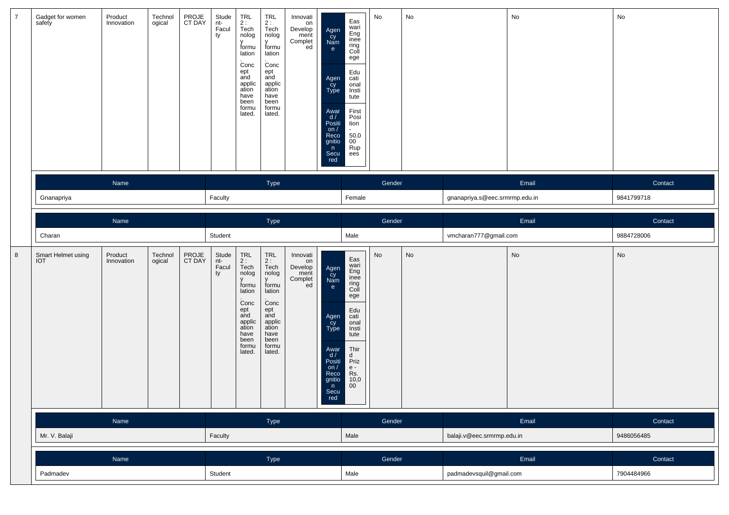| 7 | Gadget for women safety | Product Innovation | Technological | PROJECT DAY | Student-Faculty | TRL 2 : Technology formulation. Concept and application have been formulated. | TRL 2 : Technology formulation. Concept and application have been formulated. | Innovation Development Completed | Agency Name: Easwari Engineering College; Agency Type: Educational Institute; Award / Position / Recognition Secured: First Position - 50,000 Rupees | No | No | No | No |
|---|---|---|---|---|---|---|---|---|---|---|---|---|---|

| Name | Type | Gender | Email | Contact |
|---|---|---|---|---|
| Gnanapriya | Faculty | Female | gnanapriya.s@eec.srmrmp.edu.in | 9841799718 |

| Name | Type | Gender | Email | Contact |
|---|---|---|---|---|
| Charan | Student | Male | vmcharan777@gmail.com | 9884728006 |

| 8 | Smart Helmet using IOT | Product Innovation | Technological | PROJECT DAY | Student-Faculty | TRL 2 : Technology formulation. Concept and application have been formulated. | TRL 2 : Technology formulation. Concept and application have been formulated. | Innovation Development Completed | Agency Name: Easwari Engineering College; Agency Type: Educational Institute; Award / Position / Recognition Secured: Third Prize - Rs. 10,000 | No | No | No | No |
|---|---|---|---|---|---|---|---|---|---|---|---|---|---|

| Name | Type | Gender | Email | Contact |
|---|---|---|---|---|
| Mr. V. Balaji | Faculty | Male | balaji.v@eec.srmrmp.edu.in | 9486056485 |

| Name | Type | Gender | Email | Contact |
|---|---|---|---|---|
| Padmadev | Student | Male | padmadevsquil@gmail.com | 7904484966 |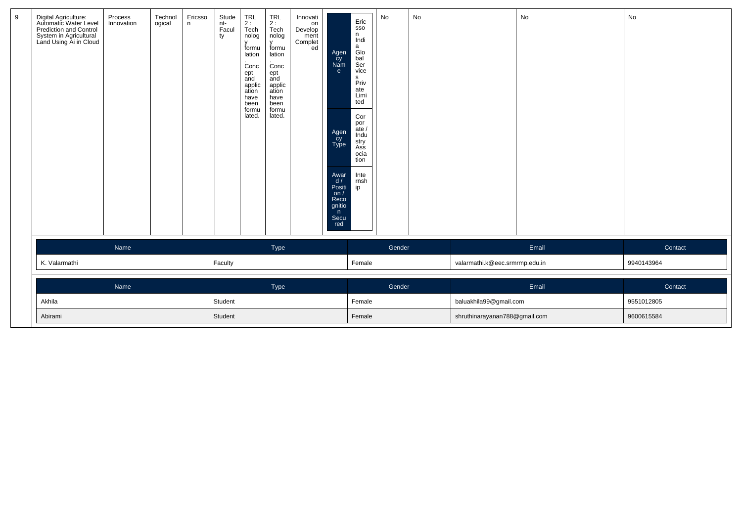| 9 | Digital Agriculture: Automatic Water Level Prediction and Control System in Agricultural Land Using Ai in Cloud | Process Innovation | Technological | Ericsson | Student-Faculty | TRL 2 : Technology formulation. Concept and application have been formulated. | TRL 2 : Technology formulation. Concept and application have been formulated. | Innovation Development Completed | Agency Name: Ericsson India Global Services Private Limited; Agency Type: Corporate / Industry Association; Award / Position / Recognition Secured: Internship | No | No | No | No |
|---|---|---|---|---|---|---|---|---|---|---|---|---|---|

| Name | Type | Gender | Email | Contact |
|---|---|---|---|---|
| K. Valarmathi | Faculty | Female | valarmathi.k@eec.srmrmp.edu.in | 9940143964 |

| Name | Type | Gender | Email | Contact |
|---|---|---|---|---|
| Akhila | Student | Female | baluakhila99@gmail.com | 9551012805 |
| Abirami | Student | Female | shruthinarayanan788@gmail.com | 9600615584 |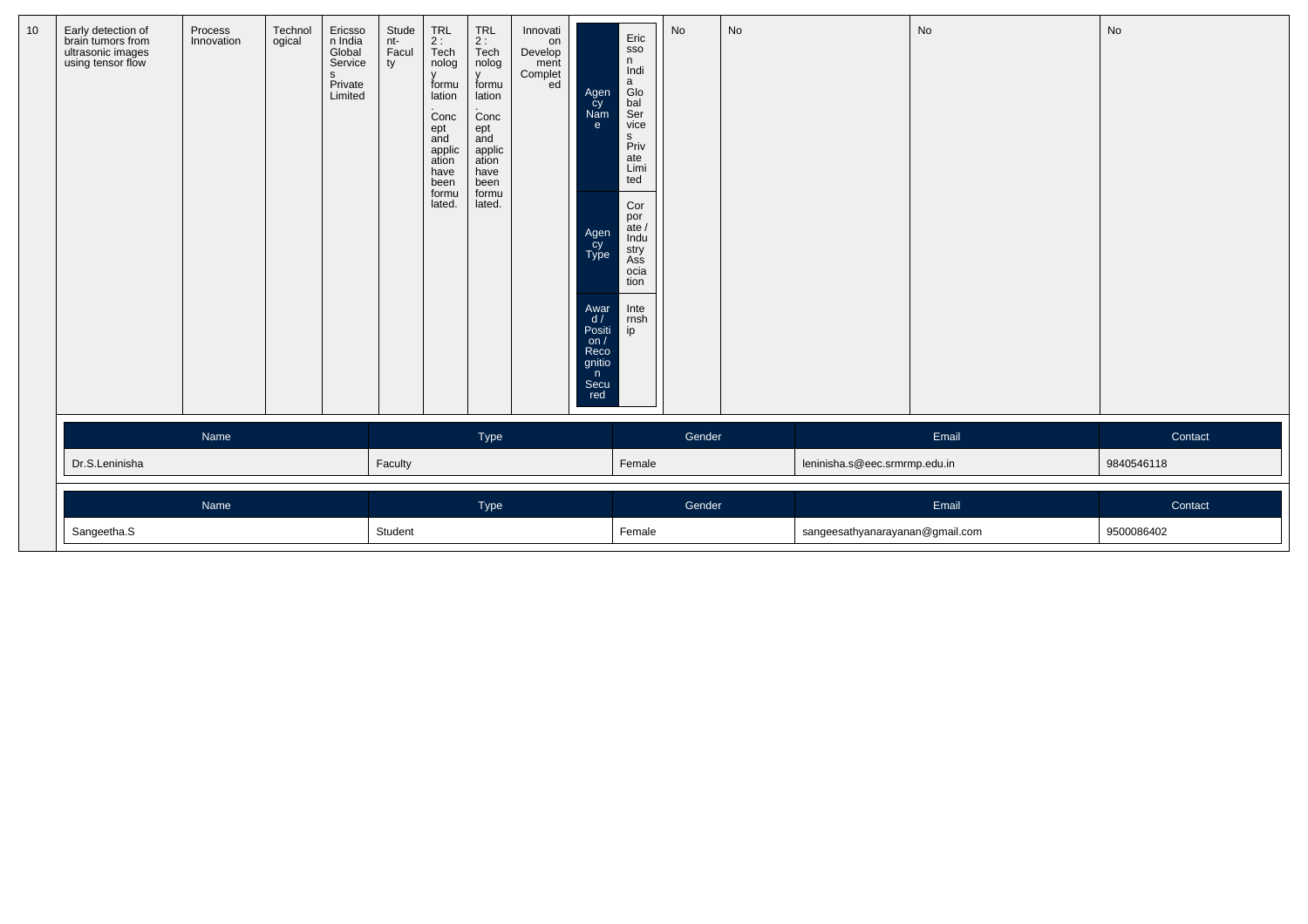| 10 | Early detection of brain tumors from ultrasonic images using tensor flow | Process Innovation | Technological | Ericsson India Global Services Private Limited | Student-Faculty | TRL 2 : Technology formulation. Concept and application have been formulated. | TRL 2 : Technology formulation. Concept and application have been formulated. | Innovation Development Completed | Agency Name: Ericsson India Global Services Private Limited; Agency Type: Corporate / Industry Association; Award / Position / Recognition Secured: Internship | No | No | No | No |
|---|---|---|---|---|---|---|---|---|---|---|---|---|---|

| Name | Type | Gender | Email | Contact |
|---|---|---|---|---|
| Dr.S.Leninisha | Faculty | Female | leninisha.s@eec.srmrmp.edu.in | 9840546118 |

| Name | Type | Gender | Email | Contact |
|---|---|---|---|---|
| Sangeetha.S | Student | Female | sangeesathyanarayanan@gmail.com | 9500086402 |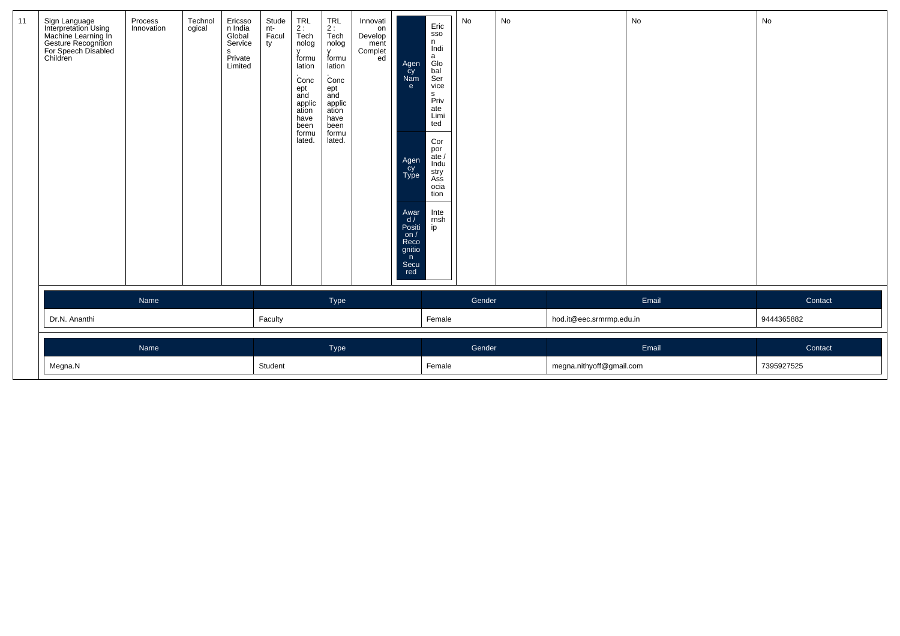| 11 | Sign Language Interpretation Using Machine Learning In Gesture Recognition For Speech Disabled Children | Process Innovation | Technological | Ericsson India Global Services Private Limited | Student-Faculty | TRL 2 : Technology formulation. Concept and application have been formulated. | TRL 2 : Technology formulation. Concept and application have been formulated. | Innovation Development Completed | Agency Name: Ericsson India Global Services Private Limited; Agency Type: Corporate / Industry Association; Award / Position / Recognition Secured: Internship | No | No | No | No |
|---|---|---|---|---|---|---|---|---|---|---|---|---|---|

| Name | Type | Gender | Email | Contact |
|---|---|---|---|---|
| Dr.N. Ananthi | Faculty | Female | hod.it@eec.srmrmp.edu.in | 9444365882 |

| Name | Type | Gender | Email | Contact |
|---|---|---|---|---|
| Megna.N | Student | Female | megna.nithyoff@gmail.com | 7395927525 |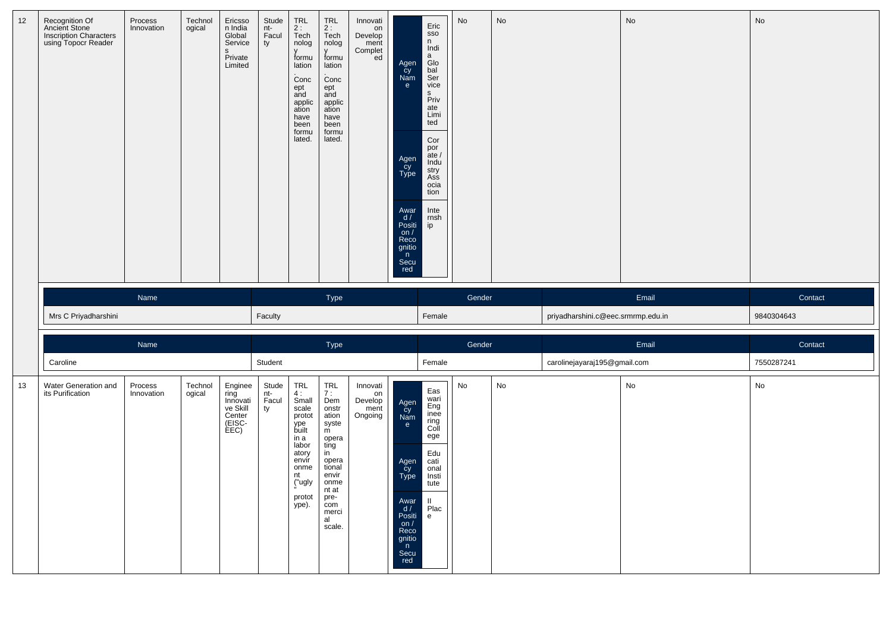| 12 | Recognition Of Ancient Stone Inscription Characters using Topocr Reader | Process Innovation | Technological | Ericsson India Global Services Private Limited | Student-Faculty | TRL 2 : Technology formulation. Concept and application have been formulated. | TRL 2 : Technology formulation. Concept and application have been formulated. | Innovation Development Completed | Agency Name: Ericsson India Global Services Private Limited; Agency Type: Corporate / Industry Association; Award / Position / Recognition Secured: Internship | No | No | No | No |
|---|---|---|---|---|---|---|---|---|---|---|---|---|---|

| Name | Type | Gender | Email | Contact |
|---|---|---|---|---|
| Mrs C Priyadharshini | Faculty | Female | priyadharshini.c@eec.srmrmp.edu.in | 9840304643 |

| Name | Type | Gender | Email | Contact |
|---|---|---|---|---|
| Caroline | Student | Female | carolinejayaraj195@gmail.com | 7550287241 |

| 13 | Water Generation and its Purification | Process Innovation | Technological | Engineering Innovative Skill Center (EISC-EEC) | Student-Faculty | TRL 4 : Small scale prototype built in a laboratory environment ("ugly" prototype). | TRL 7 : Demonstration system operating in operational environment at pre-commercial scale. | Innovation Development Ongoing | Agency Name: Easwari Engineering College; Agency Type: Educational Institute; Award / Position / Recognition Secured: II Place | No | No | No | No |
|---|---|---|---|---|---|---|---|---|---|---|---|---|---|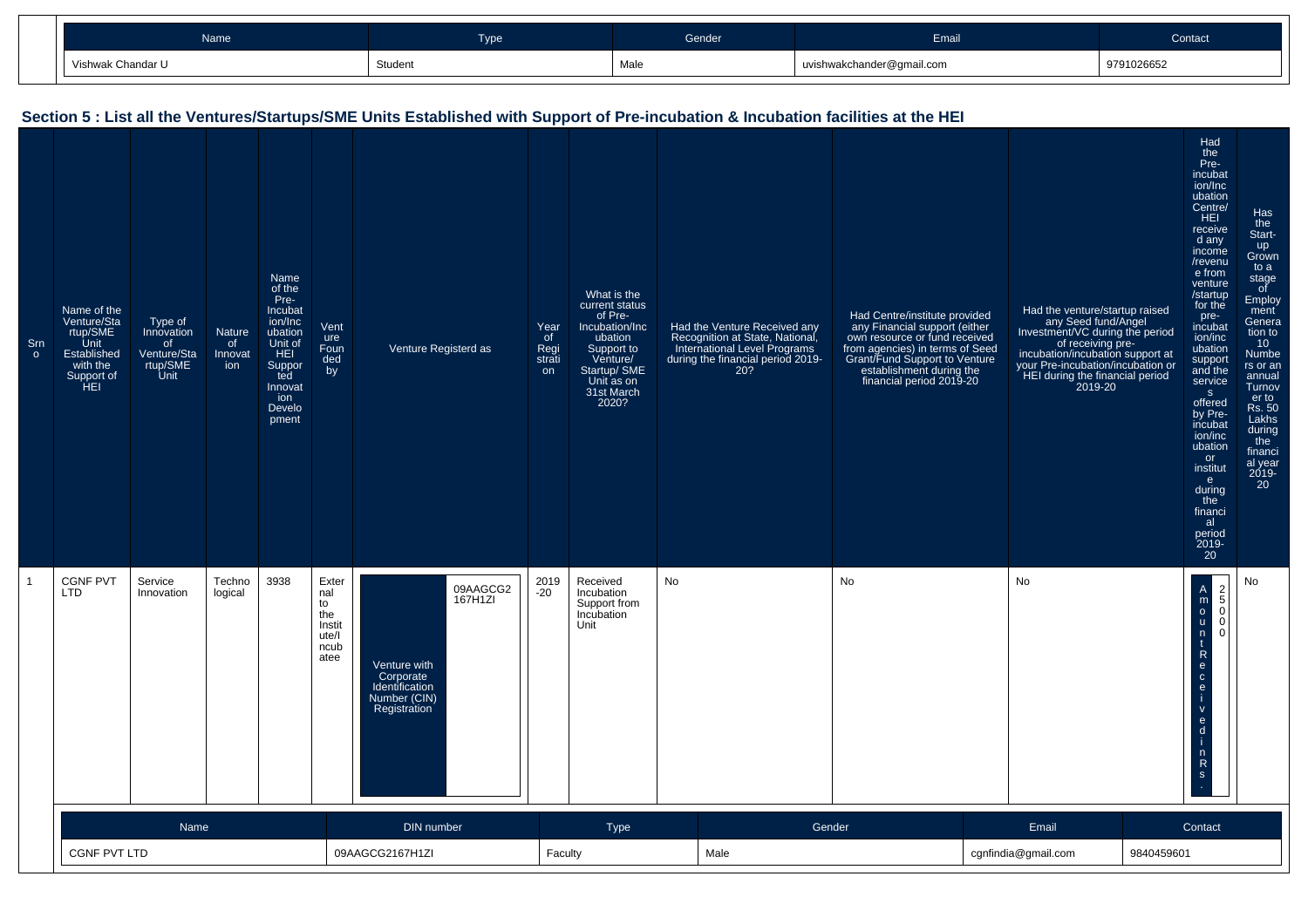| Name | Type | Gender | Email | Contact |
|---|---|---|---|---|
| Vishwak Chandar U | Student | Male | uvishwakchander@gmail.com | 9791026652 |

## Section 5 : List all the Ventures/Startups/SME Units Established with Support of Pre-incubation & Incubation facilities at the HEI

| Srno | Name of the Venture/Startup/SME Unit Established with the Support of HEI | Type of Innovation of Venture/Startup/SME Unit | Nature of Innovation | Name of the Pre-Incubation/Incubation Unit of HEI Supported Innovation Development | Venture Founded by | Venture Registerd as | | Year of Registration | What is the current status of Pre-Incubation/Incubation Support to Venture/ Startup/ SME Unit as on 31st March 2020? | Had the Venture Received any Recognition at State, National, International Level Programs during the financial period 2019-20? | Had Centre/institute provided any Financial support (either own resource or fund received from agencies) in terms of Seed Grant/Fund Support to Venture establishment during the financial period 2019-20 | Had the venture/startup raised any Seed fund/Angel Investment/VC during the period of receiving pre-incubation/incubation support at your Pre-incubation/incubation or HEI during the financial period 2019-20 | Had the Pre-incubation/Incubation Centre/ HEI received any income /revenue from venture /startup for the pre-incubation/incubation support and the services offered by Pre-incubation/incubation or institute during the financial period 2019-20 | | Has the Start-up Grown to a stage of Employment Generation to 10 Numbers or an annual Turnover to Rs. 50 Lakhs during the financial year 2019-20 |
|---|---|---|---|---|---|---|---|---|---|---|---|---|---|---|---|
| 1 | CGNF PVT LTD | Service Innovation | Technological | 3938 | External to the Institute/Incubatee | Venture with Corporate Identification Number (CIN) Registration | 09AAGCG2167H1ZI | 2019-20 | Received Incubation Support from Incubation Unit | No | No | No | Amount Received in Rs. | 25000 | No |

| Name | DIN number | Type | Gender | Email | Contact |
|---|---|---|---|---|---|
| CGNF PVT LTD | 09AAGCG2167H1ZI | Faculty | Male | cgnfindia@gmail.com | 9840459601 |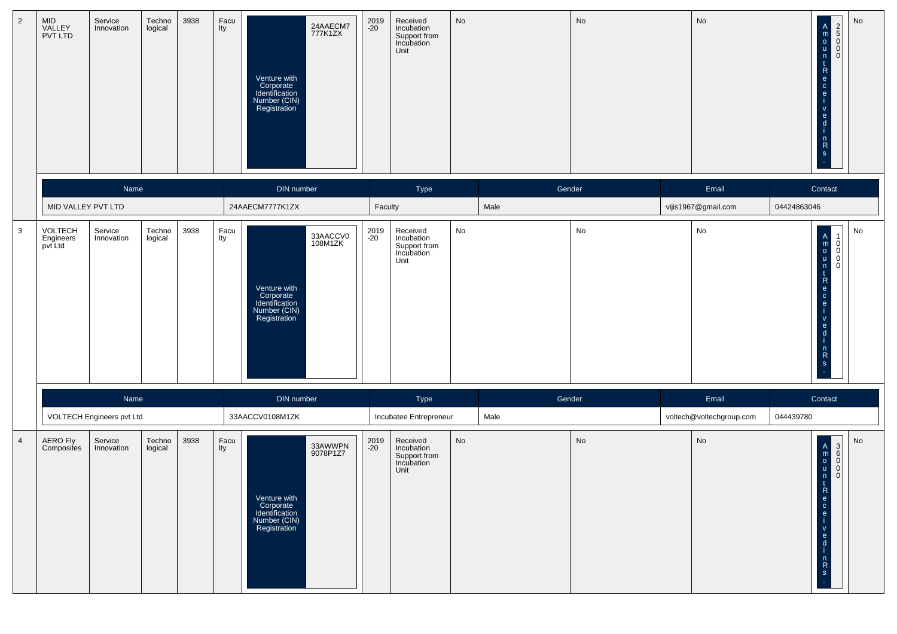| 2 | MID VALLEY PVT LTD | Service Innovation | Technological | 3938 | Faculty | Venture with Corporate Identification Number (CIN) Registration | 24AAECM7777K1ZX | 2019-20 | Received Incubation Support from Incubation Unit | No | No | No | Amount Received in Rs. | 25000 | No |
|---|---|---|---|---|---|---|---|---|---|---|---|---|---|---|---|

| Name | DIN number | Type | Gender | Email | Contact |
|---|---|---|---|---|---|
| MID VALLEY PVT LTD | 24AAECM7777K1ZX | Faculty | Male | vijis1967@gmail.com | 04424863046 |

| 3 | VOLTECH Engineers pvt Ltd | Service Innovation | Technological | 3938 | Faculty | Venture with Corporate Identification Number (CIN) Registration | 33AACCV0108M1ZK | 2019-20 | Received Incubation Support from Incubation Unit | No | No | No | Amount Received in Rs. | 10000 | No |
|---|---|---|---|---|---|---|---|---|---|---|---|---|---|---|---|

| Name | DIN number | Type | Gender | Email | Contact |
|---|---|---|---|---|---|
| VOLTECH Engineers pvt Ltd | 33AACCV0108M1ZK | Incubatee Entrepreneur | Male | voltech@voltechgroup.com | 044439780 |

| 4 | AERO Fly Composites | Service Innovation | Technological | 3938 | Faculty | Venture with Corporate Identification Number (CIN) Registration | 33AWWPN9078P1Z7 | 2019-20 | Received Incubation Support from Incubation Unit | No | No | No | Amount Received in Rs. | 36000 | No |
|---|---|---|---|---|---|---|---|---|---|---|---|---|---|---|---|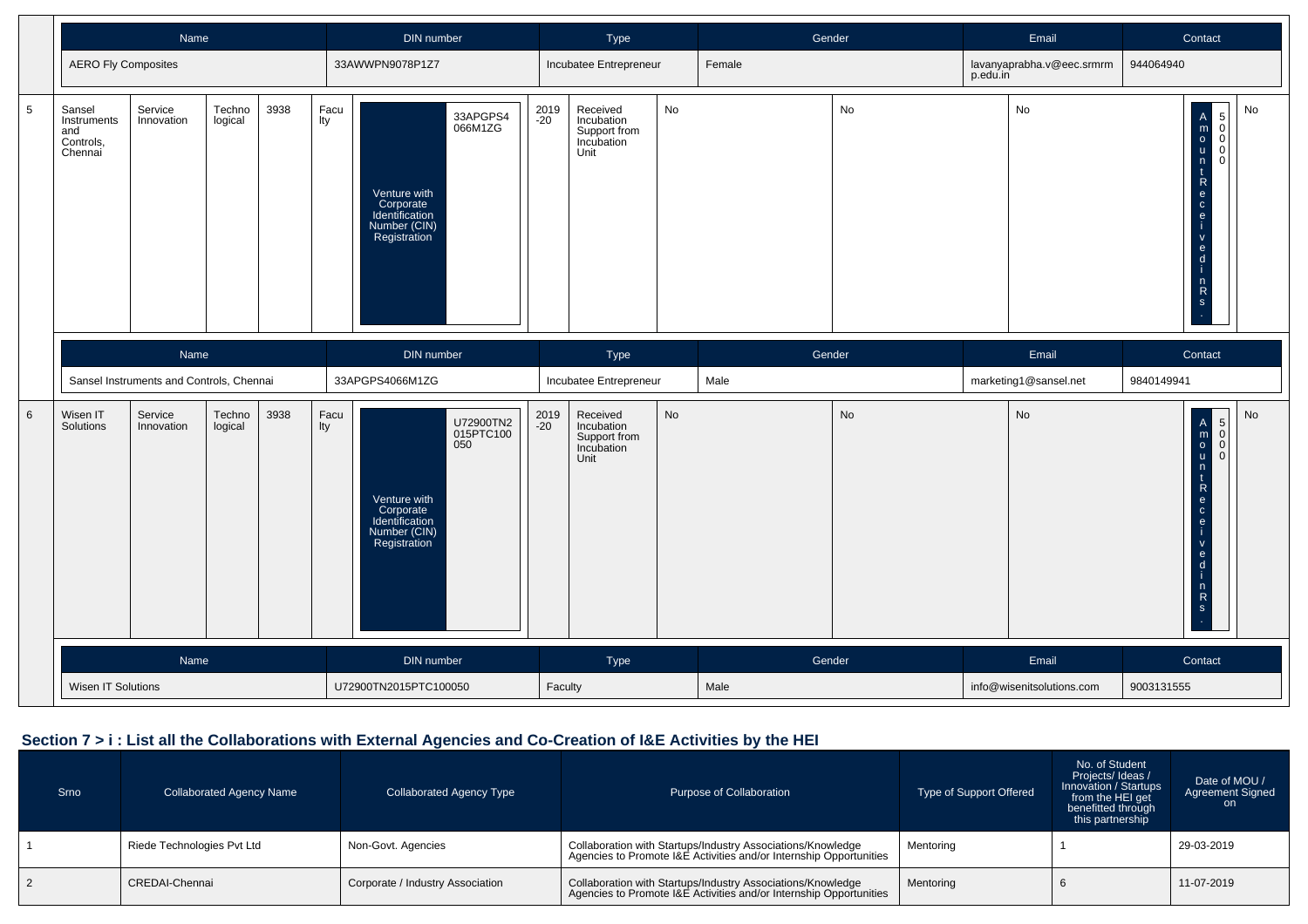| Name | DIN number | Type | Gender | Email | Contact |
| --- | --- | --- | --- | --- | --- |
| AERO Fly Composites | 33AWWPN9078P1Z7 | Incubatee Entrepreneur | Female | lavanyaprabha.v@eec.srmrmp.edu.in | 944064940 |

| 5 | Sansel Instruments and Controls, Chennai | Service Innovation | Technological | 3938 | Faculty | Venture with Corporate Identification Number (CIN) Registration | 33APGPS4066M1ZG | 2019-20 | Received Incubation Support from Incubation Unit | No | No | No | Amount Received in Rs. | 50000 | No |
| --- | --- | --- | --- | --- | --- | --- | --- | --- | --- | --- | --- | --- | --- | --- | --- |

| Name | DIN number | Type | Gender | Email | Contact |
| --- | --- | --- | --- | --- | --- |
| Sansel Instruments and Controls, Chennai | 33APGPS4066M1ZG | Incubatee Entrepreneur | Male | marketing1@sansel.net | 9840149941 |

| 6 | Wisen IT Solutions | Service Innovation | Technological | 3938 | Faculty | Venture with Corporate Identification Number (CIN) Registration | U72900TN2015PTC100050 | 2019-20 | Received Incubation Support from Incubation Unit | No | No | No | Amount Received in Rs. | 5000 | No |
| --- | --- | --- | --- | --- | --- | --- | --- | --- | --- | --- | --- | --- | --- | --- | --- |

| Name | DIN number | Type | Gender | Email | Contact |
| --- | --- | --- | --- | --- | --- |
| Wisen IT Solutions | U72900TN2015PTC100050 | Faculty | Male | info@wisenitsolutions.com | 9003131555 |

## Section 7 > i : List all the Collaborations with External Agencies and Co-Creation of I&E Activities by the HEI

| Srno | Collaborated Agency Name | Collaborated Agency Type | Purpose of Collaboration | Type of Support Offered | No. of Student Projects/ Ideas / Innovation / Startups from the HEI get benefitted through this partnership | Date of MOU / Agreement Signed on |
| --- | --- | --- | --- | --- | --- | --- |
| 1 | Riede Technologies Pvt Ltd | Non-Govt. Agencies | Collaboration with Startups/Industry Associations/Knowledge Agencies to Promote I&E Activities and/or Internship Opportunities | Mentoring | 1 | 29-03-2019 |
| 2 | CREDAI-Chennai | Corporate / Industry Association | Collaboration with Startups/Industry Associations/Knowledge Agencies to Promote I&E Activities and/or Internship Opportunities | Mentoring | 6 | 11-07-2019 |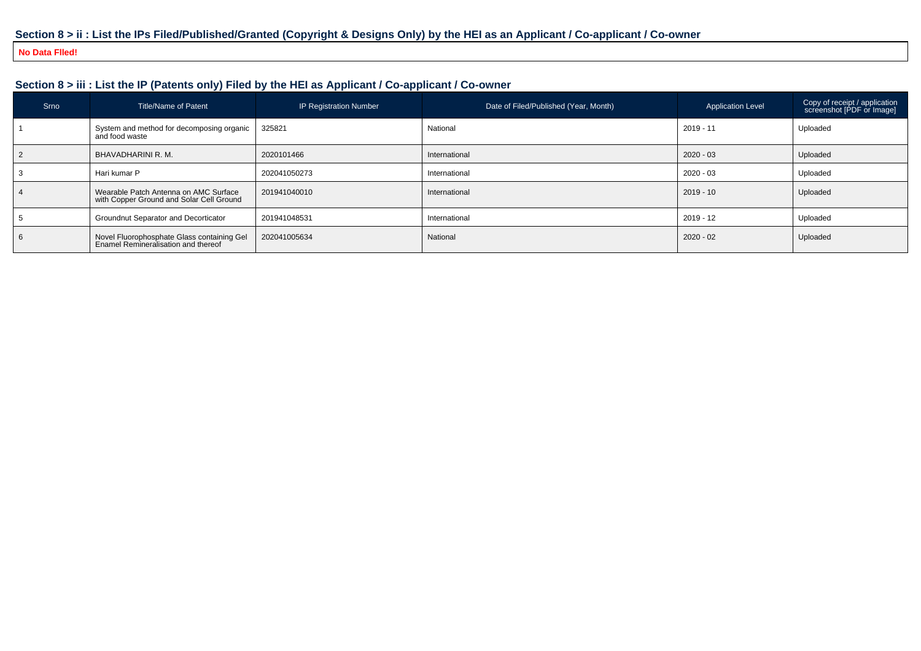### Section 8 > ii : List the IPs Filed/Published/Granted (Copyright & Designs Only) by the HEI as an Applicant / Co-applicant / Co-owner

**No Data FIled!**

### Section 8 > iii : List the IP (Patents only) Filed by the HEI as Applicant / Co-applicant / Co-owner

| Srno | Title/Name of Patent | IP Registration Number | Date of Filed/Published (Year, Month) | Application Level | Copy of receipt / application screenshot [PDF or Image] |
|---|---|---|---|---|---|
| 1 | System and method for decomposing organic and food waste | 325821 | National | 2019 - 11 | Uploaded |
| 2 | BHAVADHARINI R. M. | 2020101466 | International | 2020 - 03 | Uploaded |
| 3 | Hari kumar P | 202041050273 | International | 2020 - 03 | Uploaded |
| 4 | Wearable Patch Antenna on AMC Surface with Copper Ground and Solar Cell Ground | 201941040010 | International | 2019 - 10 | Uploaded |
| 5 | Groundnut Separator and Decorticator | 201941048531 | International | 2019 - 12 | Uploaded |
| 6 | Novel Fluorophosphate Glass containing Gel Enamel Remineralisation and thereof | 202041005634 | National | 2020 - 02 | Uploaded |